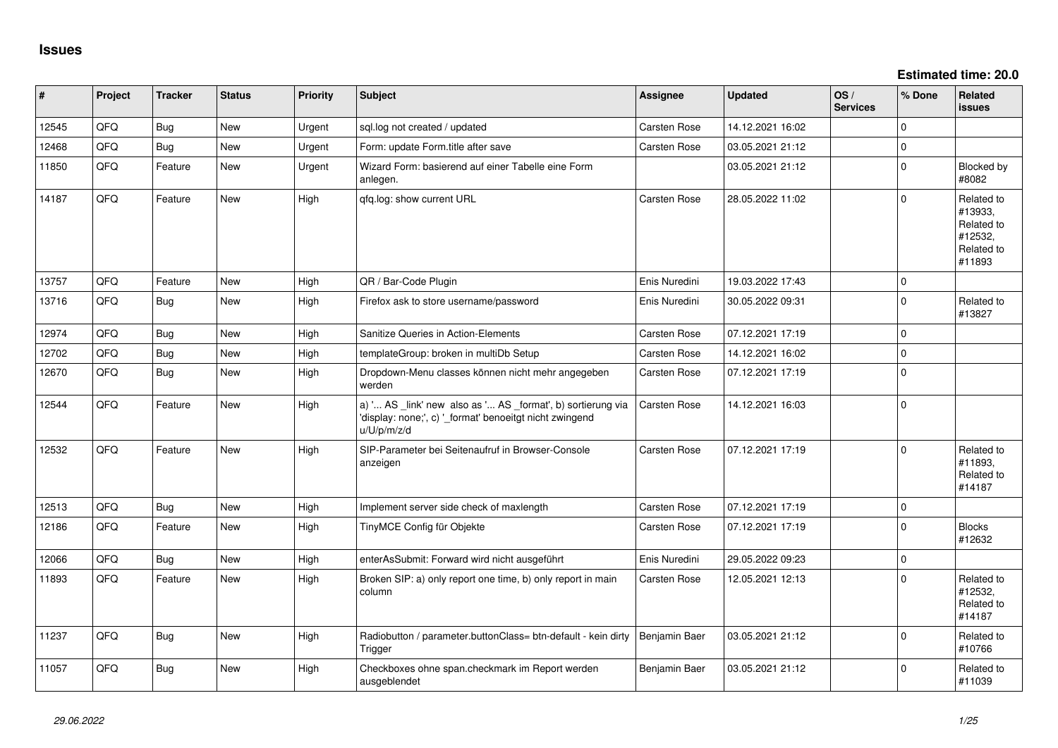# Issues

**Estimated time: 20.0**

| # | Project | Tracker | Status | Priority | Subject | Assignee | Updated | OS / Services | % Done | Related issues |
|---|---|---|---|---|---|---|---|---|---|---|
| 12545 | QFQ | Bug | New | Urgent | sql.log not created / updated | Carsten Rose | 14.12.2021 16:02 | | 0 | |
| 12468 | QFQ | Bug | New | Urgent | Form: update Form.title after save | Carsten Rose | 03.05.2021 21:12 | | 0 | |
| 11850 | QFQ | Feature | New | Urgent | Wizard Form: basierend auf einer Tabelle eine Form anlegen. | | 03.05.2021 21:12 | | 0 | Blocked by #8082 |
| 14187 | QFQ | Feature | New | High | qfq.log: show current URL | Carsten Rose | 28.05.2022 11:02 | | 0 | Related to #13933, Related to #12532, Related to #11893 |
| 13757 | QFQ | Feature | New | High | QR / Bar-Code Plugin | Enis Nuredini | 19.03.2022 17:43 | | 0 | |
| 13716 | QFQ | Bug | New | High | Firefox ask to store username/password | Enis Nuredini | 30.05.2022 09:31 | | 0 | Related to #13827 |
| 12974 | QFQ | Bug | New | High | Sanitize Queries in Action-Elements | Carsten Rose | 07.12.2021 17:19 | | 0 | |
| 12702 | QFQ | Bug | New | High | templateGroup: broken in multiDb Setup | Carsten Rose | 14.12.2021 16:02 | | 0 | |
| 12670 | QFQ | Bug | New | High | Dropdown-Menu classes können nicht mehr angegeben werden | Carsten Rose | 07.12.2021 17:19 | | 0 | |
| 12544 | QFQ | Feature | New | High | a) '... AS _link' new also as '... AS _format', b) sortierung via 'display: none;', c) '_format' benoeitgt nicht zwingend u/U/p/m/z/d | Carsten Rose | 14.12.2021 16:03 | | 0 | |
| 12532 | QFQ | Feature | New | High | SIP-Parameter bei Seitenaufruf in Browser-Console anzeigen | Carsten Rose | 07.12.2021 17:19 | | 0 | Related to #11893, Related to #14187 |
| 12513 | QFQ | Bug | New | High | Implement server side check of maxlength | Carsten Rose | 07.12.2021 17:19 | | 0 | |
| 12186 | QFQ | Feature | New | High | TinyMCE Config für Objekte | Carsten Rose | 07.12.2021 17:19 | | 0 | Blocks #12632 |
| 12066 | QFQ | Bug | New | High | enterAsSubmit: Forward wird nicht ausgeführt | Enis Nuredini | 29.05.2022 09:23 | | 0 | |
| 11893 | QFQ | Feature | New | High | Broken SIP: a) only report one time, b) only report in main column | Carsten Rose | 12.05.2021 12:13 | | 0 | Related to #12532, Related to #14187 |
| 11237 | QFQ | Bug | New | High | Radiobutton / parameter.buttonClass= btn-default - kein dirty Trigger | Benjamin Baer | 03.05.2021 21:12 | | 0 | Related to #10766 |
| 11057 | QFQ | Bug | New | High | Checkboxes ohne span.checkmark im Report werden ausgeblendet | Benjamin Baer | 03.05.2021 21:12 | | 0 | Related to #11039 |

*29.06.2022*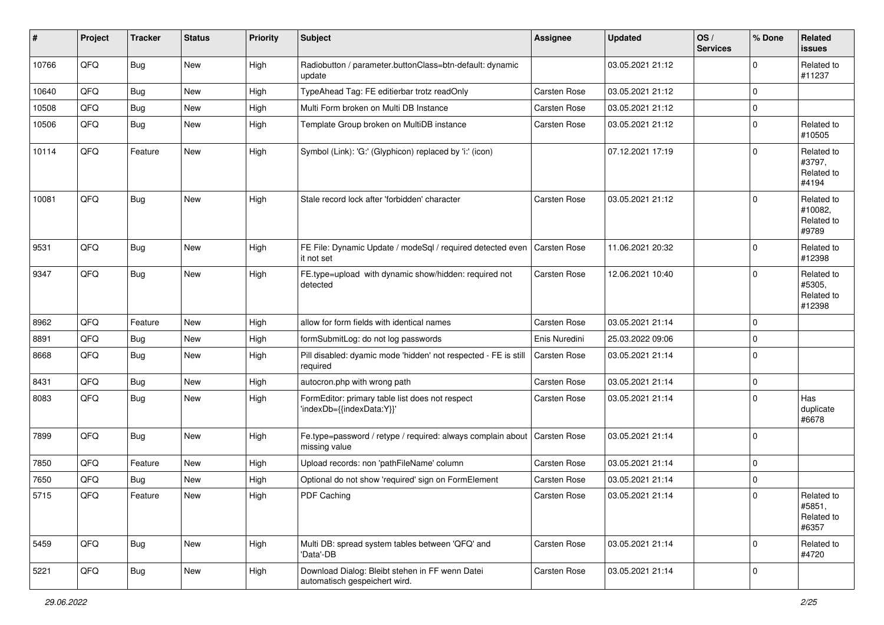| # | Project | Tracker | Status | Priority | Subject | Assignee | Updated | OS / Services | % Done | Related issues |
|---|---|---|---|---|---|---|---|---|---|---|
| 10766 | QFQ | Bug | New | High | Radiobutton / parameter.buttonClass=btn-default: dynamic update | | 03.05.2021 21:12 | | 0 | Related to #11237 |
| 10640 | QFQ | Bug | New | High | TypeAhead Tag: FE editierbar trotz readOnly | Carsten Rose | 03.05.2021 21:12 | | 0 | |
| 10508 | QFQ | Bug | New | High | Multi Form broken on Multi DB Instance | Carsten Rose | 03.05.2021 21:12 | | 0 | |
| 10506 | QFQ | Bug | New | High | Template Group broken on MultiDB instance | Carsten Rose | 03.05.2021 21:12 | | 0 | Related to #10505 |
| 10114 | QFQ | Feature | New | High | Symbol (Link): 'G:' (Glyphicon) replaced by 'i:' (icon) | | 07.12.2021 17:19 | | 0 | Related to #3797, Related to #4194 |
| 10081 | QFQ | Bug | New | High | Stale record lock after 'forbidden' character | Carsten Rose | 03.05.2021 21:12 | | 0 | Related to #10082, Related to #9789 |
| 9531 | QFQ | Bug | New | High | FE File: Dynamic Update / modeSql / required detected even it not set | Carsten Rose | 11.06.2021 20:32 | | 0 | Related to #12398 |
| 9347 | QFQ | Bug | New | High | FE.type=upload with dynamic show/hidden: required not detected | Carsten Rose | 12.06.2021 10:40 | | 0 | Related to #5305, Related to #12398 |
| 8962 | QFQ | Feature | New | High | allow for form fields with identical names | Carsten Rose | 03.05.2021 21:14 | | 0 | |
| 8891 | QFQ | Bug | New | High | formSubmitLog: do not log passwords | Enis Nuredini | 25.03.2022 09:06 | | 0 | |
| 8668 | QFQ | Bug | New | High | Pill disabled: dyamic mode 'hidden' not respected - FE is still required | Carsten Rose | 03.05.2021 21:14 | | 0 | |
| 8431 | QFQ | Bug | New | High | autocron.php with wrong path | Carsten Rose | 03.05.2021 21:14 | | 0 | |
| 8083 | QFQ | Bug | New | High | FormEditor: primary table list does not respect 'indexDb={{indexData:Y}}' | Carsten Rose | 03.05.2021 21:14 | | 0 | Has duplicate #6678 |
| 7899 | QFQ | Bug | New | High | Fe.type=password / retype / required: always complain about missing value | Carsten Rose | 03.05.2021 21:14 | | 0 | |
| 7850 | QFQ | Feature | New | High | Upload records: non 'pathFileName' column | Carsten Rose | 03.05.2021 21:14 | | 0 | |
| 7650 | QFQ | Bug | New | High | Optional do not show 'required' sign on FormElement | Carsten Rose | 03.05.2021 21:14 | | 0 | |
| 5715 | QFQ | Feature | New | High | PDF Caching | Carsten Rose | 03.05.2021 21:14 | | 0 | Related to #5851, Related to #6357 |
| 5459 | QFQ | Bug | New | High | Multi DB: spread system tables between 'QFQ' and 'Data'-DB | Carsten Rose | 03.05.2021 21:14 | | 0 | Related to #4720 |
| 5221 | QFQ | Bug | New | High | Download Dialog: Bleibt stehen in FF wenn Datei automatisch gespeichert wird. | Carsten Rose | 03.05.2021 21:14 | | 0 | |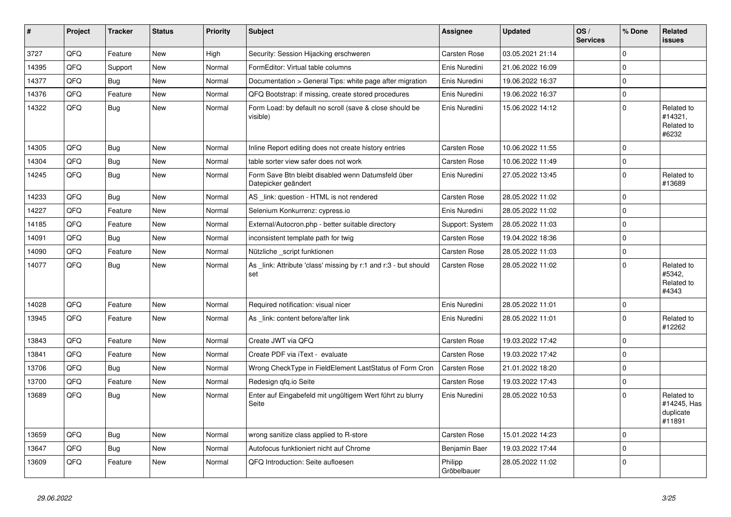| # | Project | Tracker | Status | Priority | Subject | Assignee | Updated | OS / Services | % Done | Related issues |
|---|---|---|---|---|---|---|---|---|---|---|
| 3727 | QFQ | Feature | New | High | Security: Session Hijacking erschweren | Carsten Rose | 03.05.2021 21:14 | | 0 | |
| 14395 | QFQ | Support | New | Normal | FormEditor: Virtual table columns | Enis Nuredini | 21.06.2022 16:09 | | 0 | |
| 14377 | QFQ | Bug | New | Normal | Documentation > General Tips: white page after migration | Enis Nuredini | 19.06.2022 16:37 | | 0 | |
| 14376 | QFQ | Feature | New | Normal | QFQ Bootstrap: if missing, create stored procedures | Enis Nuredini | 19.06.2022 16:37 | | 0 | |
| 14322 | QFQ | Bug | New | Normal | Form Load: by default no scroll (save & close should be visible) | Enis Nuredini | 15.06.2022 14:12 | | 0 | Related to #14321, Related to #6232 |
| 14305 | QFQ | Bug | New | Normal | Inline Report editing does not create history entries | Carsten Rose | 10.06.2022 11:55 | | 0 | |
| 14304 | QFQ | Bug | New | Normal | table sorter view safer does not work | Carsten Rose | 10.06.2022 11:49 | | 0 | |
| 14245 | QFQ | Bug | New | Normal | Form Save Btn bleibt disabled wenn Datumsfeld über Datepicker geändert | Enis Nuredini | 27.05.2022 13:45 | | 0 | Related to #13689 |
| 14233 | QFQ | Bug | New | Normal | AS _link: question - HTML is not rendered | Carsten Rose | 28.05.2022 11:02 | | 0 | |
| 14227 | QFQ | Feature | New | Normal | Selenium Konkurrenz: cypress.io | Enis Nuredini | 28.05.2022 11:02 | | 0 | |
| 14185 | QFQ | Feature | New | Normal | External/Autocron.php - better suitable directory | Support: System | 28.05.2022 11:03 | | 0 | |
| 14091 | QFQ | Bug | New | Normal | inconsistent template path for twig | Carsten Rose | 19.04.2022 18:36 | | 0 | |
| 14090 | QFQ | Feature | New | Normal | Nützliche _script funktionen | Carsten Rose | 28.05.2022 11:03 | | 0 | |
| 14077 | QFQ | Bug | New | Normal | As _link: Attribute 'class' missing by r:1 and r:3 - but should set | Carsten Rose | 28.05.2022 11:02 | | 0 | Related to #5342, Related to #4343 |
| 14028 | QFQ | Feature | New | Normal | Required notification: visual nicer | Enis Nuredini | 28.05.2022 11:01 | | 0 | |
| 13945 | QFQ | Feature | New | Normal | As _link: content before/after link | Enis Nuredini | 28.05.2022 11:01 | | 0 | Related to #12262 |
| 13843 | QFQ | Feature | New | Normal | Create JWT via QFQ | Carsten Rose | 19.03.2022 17:42 | | 0 | |
| 13841 | QFQ | Feature | New | Normal | Create PDF via iText - evaluate | Carsten Rose | 19.03.2022 17:42 | | 0 | |
| 13706 | QFQ | Bug | New | Normal | Wrong CheckType in FieldElement LastStatus of Form Cron | Carsten Rose | 21.01.2022 18:20 | | 0 | |
| 13700 | QFQ | Feature | New | Normal | Redesign qfq.io Seite | Carsten Rose | 19.03.2022 17:43 | | 0 | |
| 13689 | QFQ | Bug | New | Normal | Enter auf Eingabefeld mit ungültigem Wert führt zu blurry Seite | Enis Nuredini | 28.05.2022 10:53 | | 0 | Related to #14245, Has duplicate #11891 |
| 13659 | QFQ | Bug | New | Normal | wrong sanitize class applied to R-store | Carsten Rose | 15.01.2022 14:23 | | 0 | |
| 13647 | QFQ | Bug | New | Normal | Autofocus funktioniert nicht auf Chrome | Benjamin Baer | 19.03.2022 17:44 | | 0 | |
| 13609 | QFQ | Feature | New | Normal | QFQ Introduction: Seite aufloesen | Philipp Gröbelbauer | 28.05.2022 11:02 | | 0 | |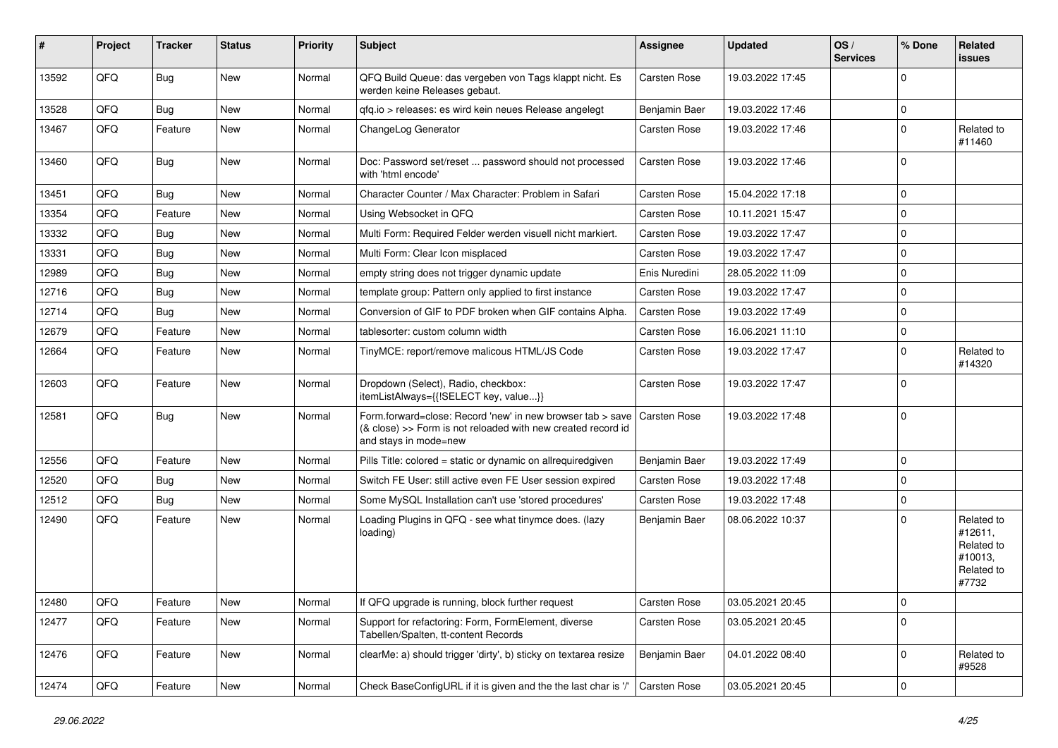| # | Project | Tracker | Status | Priority | Subject | Assignee | Updated | OS / Services | % Done | Related issues |
|---|---|---|---|---|---|---|---|---|---|---|
| 13592 | QFQ | Bug | New | Normal | QFQ Build Queue: das vergeben von Tags klappt nicht. Es werden keine Releases gebaut. | Carsten Rose | 19.03.2022 17:45 | | 0 | |
| 13528 | QFQ | Bug | New | Normal | qfq.io > releases: es wird kein neues Release angelegt | Benjamin Baer | 19.03.2022 17:46 | | 0 | |
| 13467 | QFQ | Feature | New | Normal | ChangeLog Generator | Carsten Rose | 19.03.2022 17:46 | | 0 | Related to #11460 |
| 13460 | QFQ | Bug | New | Normal | Doc: Password set/reset ... password should not processed with 'html encode' | Carsten Rose | 19.03.2022 17:46 | | 0 | |
| 13451 | QFQ | Bug | New | Normal | Character Counter / Max Character: Problem in Safari | Carsten Rose | 15.04.2022 17:18 | | 0 | |
| 13354 | QFQ | Feature | New | Normal | Using Websocket in QFQ | Carsten Rose | 10.11.2021 15:47 | | 0 | |
| 13332 | QFQ | Bug | New | Normal | Multi Form: Required Felder werden visuell nicht markiert. | Carsten Rose | 19.03.2022 17:47 | | 0 | |
| 13331 | QFQ | Bug | New | Normal | Multi Form: Clear Icon misplaced | Carsten Rose | 19.03.2022 17:47 | | 0 | |
| 12989 | QFQ | Bug | New | Normal | empty string does not trigger dynamic update | Enis Nuredini | 28.05.2022 11:09 | | 0 | |
| 12716 | QFQ | Bug | New | Normal | template group: Pattern only applied to first instance | Carsten Rose | 19.03.2022 17:47 | | 0 | |
| 12714 | QFQ | Bug | New | Normal | Conversion of GIF to PDF broken when GIF contains Alpha. | Carsten Rose | 19.03.2022 17:49 | | 0 | |
| 12679 | QFQ | Feature | New | Normal | tablesorter: custom column width | Carsten Rose | 16.06.2021 11:10 | | 0 | |
| 12664 | QFQ | Feature | New | Normal | TinyMCE: report/remove malicous HTML/JS Code | Carsten Rose | 19.03.2022 17:47 | | 0 | Related to #14320 |
| 12603 | QFQ | Feature | New | Normal | Dropdown (Select), Radio, checkbox: itemListAlways={{!SELECT key, value...}} | Carsten Rose | 19.03.2022 17:47 | | 0 | |
| 12581 | QFQ | Bug | New | Normal | Form.forward=close: Record 'new' in new browser tab > save (& close) >> Form is not reloaded with new created record id and stays in mode=new | Carsten Rose | 19.03.2022 17:48 | | 0 | |
| 12556 | QFQ | Feature | New | Normal | Pills Title: colored = static or dynamic on allrequiredgiven | Benjamin Baer | 19.03.2022 17:49 | | 0 | |
| 12520 | QFQ | Bug | New | Normal | Switch FE User: still active even FE User session expired | Carsten Rose | 19.03.2022 17:48 | | 0 | |
| 12512 | QFQ | Bug | New | Normal | Some MySQL Installation can't use 'stored procedures' | Carsten Rose | 19.03.2022 17:48 | | 0 | |
| 12490 | QFQ | Feature | New | Normal | Loading Plugins in QFQ - see what tinymce does. (lazy loading) | Benjamin Baer | 08.06.2022 10:37 | | 0 | Related to #12611, Related to #10013, Related to #7732 |
| 12480 | QFQ | Feature | New | Normal | If QFQ upgrade is running, block further request | Carsten Rose | 03.05.2021 20:45 | | 0 | |
| 12477 | QFQ | Feature | New | Normal | Support for refactoring: Form, FormElement, diverse Tabellen/Spalten, tt-content Records | Carsten Rose | 03.05.2021 20:45 | | 0 | |
| 12476 | QFQ | Feature | New | Normal | clearMe: a) should trigger 'dirty', b) sticky on textarea resize | Benjamin Baer | 04.01.2022 08:40 | | 0 | Related to #9528 |
| 12474 | QFQ | Feature | New | Normal | Check BaseConfigURL if it is given and the the last char is '/' | Carsten Rose | 03.05.2021 20:45 | | 0 | |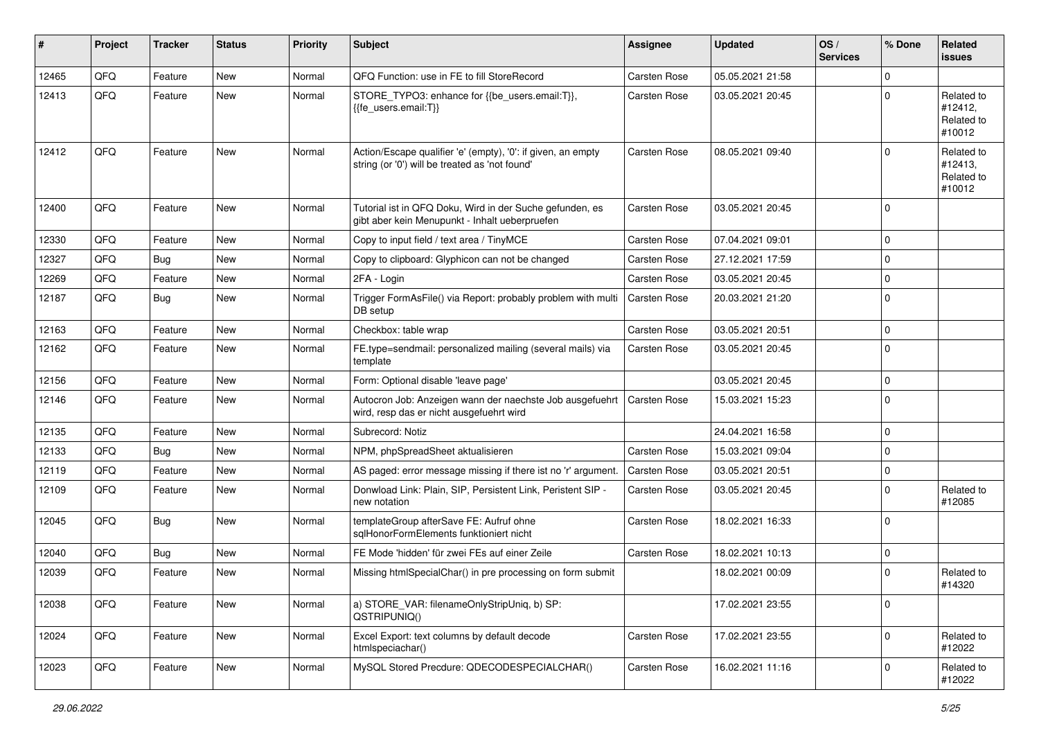| # | Project | Tracker | Status | Priority | Subject | Assignee | Updated | OS / Services | % Done | Related issues |
|---|---|---|---|---|---|---|---|---|---|---|
| 12465 | QFQ | Feature | New | Normal | QFQ Function: use in FE to fill StoreRecord | Carsten Rose | 05.05.2021 21:58 | | 0 | |
| 12413 | QFQ | Feature | New | Normal | STORE_TYPO3: enhance for {{be_users.email:T}}, {{fe_users.email:T}} | Carsten Rose | 03.05.2021 20:45 | | 0 | Related to #12412, Related to #10012 |
| 12412 | QFQ | Feature | New | Normal | Action/Escape qualifier 'e' (empty), '0': if given, an empty string (or '0') will be treated as 'not found' | Carsten Rose | 08.05.2021 09:40 | | 0 | Related to #12413, Related to #10012 |
| 12400 | QFQ | Feature | New | Normal | Tutorial ist in QFQ Doku, Wird in der Suche gefunden, es gibt aber kein Menupunkt - Inhalt ueberpruefen | Carsten Rose | 03.05.2021 20:45 | | 0 | |
| 12330 | QFQ | Feature | New | Normal | Copy to input field / text area / TinyMCE | Carsten Rose | 07.04.2021 09:01 | | 0 | |
| 12327 | QFQ | Bug | New | Normal | Copy to clipboard: Glyphicon can not be changed | Carsten Rose | 27.12.2021 17:59 | | 0 | |
| 12269 | QFQ | Feature | New | Normal | 2FA - Login | Carsten Rose | 03.05.2021 20:45 | | 0 | |
| 12187 | QFQ | Bug | New | Normal | Trigger FormAsFile() via Report: probably problem with multi DB setup | Carsten Rose | 20.03.2021 21:20 | | 0 | |
| 12163 | QFQ | Feature | New | Normal | Checkbox: table wrap | Carsten Rose | 03.05.2021 20:51 | | 0 | |
| 12162 | QFQ | Feature | New | Normal | FE.type=sendmail: personalized mailing (several mails) via template | Carsten Rose | 03.05.2021 20:45 | | 0 | |
| 12156 | QFQ | Feature | New | Normal | Form: Optional disable 'leave page' | | 03.05.2021 20:45 | | 0 | |
| 12146 | QFQ | Feature | New | Normal | Autocron Job: Anzeigen wann der naechste Job ausgefuehrt wird, resp das er nicht ausgefuehrt wird | Carsten Rose | 15.03.2021 15:23 | | 0 | |
| 12135 | QFQ | Feature | New | Normal | Subrecord: Notiz | | 24.04.2021 16:58 | | 0 | |
| 12133 | QFQ | Bug | New | Normal | NPM, phpSpreadSheet aktualisieren | Carsten Rose | 15.03.2021 09:04 | | 0 | |
| 12119 | QFQ | Feature | New | Normal | AS paged: error message missing if there ist no 'r' argument. | Carsten Rose | 03.05.2021 20:51 | | 0 | |
| 12109 | QFQ | Feature | New | Normal | Donwload Link: Plain, SIP, Persistent Link, Peristent SIP - new notation | Carsten Rose | 03.05.2021 20:45 | | 0 | Related to #12085 |
| 12045 | QFQ | Bug | New | Normal | templateGroup afterSave FE: Aufruf ohne sqlHonorFormElements funktioniert nicht | Carsten Rose | 18.02.2021 16:33 | | 0 | |
| 12040 | QFQ | Bug | New | Normal | FE Mode 'hidden' für zwei FEs auf einer Zeile | Carsten Rose | 18.02.2021 10:13 | | 0 | |
| 12039 | QFQ | Feature | New | Normal | Missing htmlSpecialChar() in pre processing on form submit | | 18.02.2021 00:09 | | 0 | Related to #14320 |
| 12038 | QFQ | Feature | New | Normal | a) STORE_VAR: filenameOnlyStripUniq, b) SP: QSTRIPUNIQ() | | 17.02.2021 23:55 | | 0 | |
| 12024 | QFQ | Feature | New | Normal | Excel Export: text columns by default decode htmlspeciachar() | Carsten Rose | 17.02.2021 23:55 | | 0 | Related to #12022 |
| 12023 | QFQ | Feature | New | Normal | MySQL Stored Precdure: QDECODESPECIALCHAR() | Carsten Rose | 16.02.2021 11:16 | | 0 | Related to #12022 |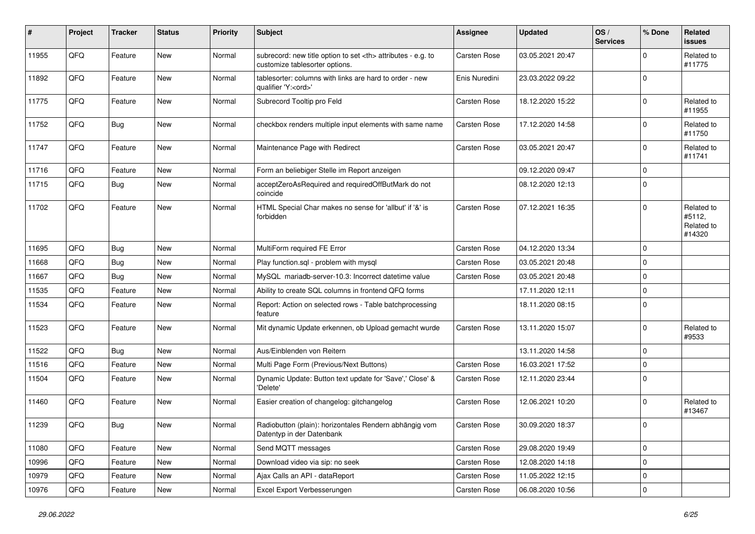| # | Project | Tracker | Status | Priority | Subject | Assignee | Updated | OS / Services | % Done | Related issues |
|---|---|---|---|---|---|---|---|---|---|---|
| 11955 | QFQ | Feature | New | Normal | subrecord: new title option to set <th> attributes - e.g. to customize tablesorter options. | Carsten Rose | 03.05.2021 20:47 | | 0 | Related to #11775 |
| 11892 | QFQ | Feature | New | Normal | tablesorter: columns with links are hard to order - new qualifier 'Y:<ord>' | Enis Nuredini | 23.03.2022 09:22 | | 0 | |
| 11775 | QFQ | Feature | New | Normal | Subrecord Tooltip pro Feld | Carsten Rose | 18.12.2020 15:22 | | 0 | Related to #11955 |
| 11752 | QFQ | Bug | New | Normal | checkbox renders multiple input elements with same name | Carsten Rose | 17.12.2020 14:58 | | 0 | Related to #11750 |
| 11747 | QFQ | Feature | New | Normal | Maintenance Page with Redirect | Carsten Rose | 03.05.2021 20:47 | | 0 | Related to #11741 |
| 11716 | QFQ | Feature | New | Normal | Form an beliebiger Stelle im Report anzeigen | | 09.12.2020 09:47 | | 0 | |
| 11715 | QFQ | Bug | New | Normal | acceptZeroAsRequired and requiredOffButMark do not coincide | | 08.12.2020 12:13 | | 0 | |
| 11702 | QFQ | Feature | New | Normal | HTML Special Char makes no sense for 'allbut' if '&' is forbidden | Carsten Rose | 07.12.2021 16:35 | | 0 | Related to #5112, Related to #14320 |
| 11695 | QFQ | Bug | New | Normal | MultiForm required FE Error | Carsten Rose | 04.12.2020 13:34 | | 0 | |
| 11668 | QFQ | Bug | New | Normal | Play function.sql - problem with mysql | Carsten Rose | 03.05.2021 20:48 | | 0 | |
| 11667 | QFQ | Bug | New | Normal | MySQL mariadb-server-10.3: Incorrect datetime value | Carsten Rose | 03.05.2021 20:48 | | 0 | |
| 11535 | QFQ | Feature | New | Normal | Ability to create SQL columns in frontend QFQ forms | | 17.11.2020 12:11 | | 0 | |
| 11534 | QFQ | Feature | New | Normal | Report: Action on selected rows - Table batchprocessing feature | | 18.11.2020 08:15 | | 0 | |
| 11523 | QFQ | Feature | New | Normal | Mit dynamic Update erkennen, ob Upload gemacht wurde | Carsten Rose | 13.11.2020 15:07 | | 0 | Related to #9533 |
| 11522 | QFQ | Bug | New | Normal | Aus/Einblenden von Reitern | | 13.11.2020 14:58 | | 0 | |
| 11516 | QFQ | Feature | New | Normal | Multi Page Form (Previous/Next Buttons) | Carsten Rose | 16.03.2021 17:52 | | 0 | |
| 11504 | QFQ | Feature | New | Normal | Dynamic Update: Button text update for 'Save',' Close' & 'Delete' | Carsten Rose | 12.11.2020 23:44 | | 0 | |
| 11460 | QFQ | Feature | New | Normal | Easier creation of changelog: gitchangelog | Carsten Rose | 12.06.2021 10:20 | | 0 | Related to #13467 |
| 11239 | QFQ | Bug | New | Normal | Radiobutton (plain): horizontales Rendern abhängig vom Datentyp in der Datenbank | Carsten Rose | 30.09.2020 18:37 | | 0 | |
| 11080 | QFQ | Feature | New | Normal | Send MQTT messages | Carsten Rose | 29.08.2020 19:49 | | 0 | |
| 10996 | QFQ | Feature | New | Normal | Download video via sip: no seek | Carsten Rose | 12.08.2020 14:18 | | 0 | |
| 10979 | QFQ | Feature | New | Normal | Ajax Calls an API - dataReport | Carsten Rose | 11.05.2022 12:15 | | 0 | |
| 10976 | QFQ | Feature | New | Normal | Excel Export Verbesserungen | Carsten Rose | 06.08.2020 10:56 | | 0 | |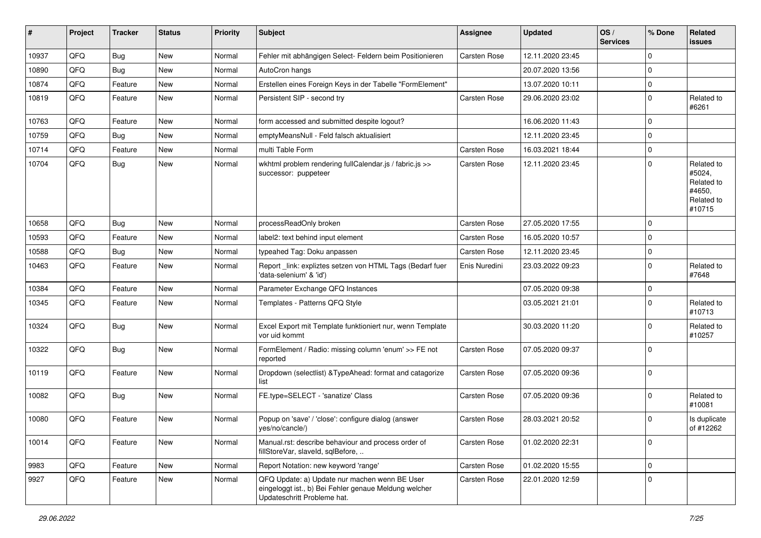| # | Project | Tracker | Status | Priority | Subject | Assignee | Updated | OS / Services | % Done | Related issues |
|---|---|---|---|---|---|---|---|---|---|---|
| 10937 | QFQ | Bug | New | Normal | Fehler mit abhängigen Select- Feldern beim Positionieren | Carsten Rose | 12.11.2020 23:45 | | 0 | |
| 10890 | QFQ | Bug | New | Normal | AutoCron hangs | | 20.07.2020 13:56 | | 0 | |
| 10874 | QFQ | Feature | New | Normal | Erstellen eines Foreign Keys in der Tabelle "FormElement" | | 13.07.2020 10:11 | | 0 | |
| 10819 | QFQ | Feature | New | Normal | Persistent SIP - second try | Carsten Rose | 29.06.2020 23:02 | | 0 | Related to #6261 |
| 10763 | QFQ | Feature | New | Normal | form accessed and submitted despite logout? | | 16.06.2020 11:43 | | 0 | |
| 10759 | QFQ | Bug | New | Normal | emptyMeansNull - Feld falsch aktualisiert | | 12.11.2020 23:45 | | 0 | |
| 10714 | QFQ | Feature | New | Normal | multi Table Form | Carsten Rose | 16.03.2021 18:44 | | 0 | |
| 10704 | QFQ | Bug | New | Normal | wkhtml problem rendering fullCalendar.js / fabric.js >> successor: puppeteer | Carsten Rose | 12.11.2020 23:45 | | 0 | Related to #5024, Related to #4650, Related to #10715 |
| 10658 | QFQ | Bug | New | Normal | processReadOnly broken | Carsten Rose | 27.05.2020 17:55 | | 0 | |
| 10593 | QFQ | Feature | New | Normal | label2: text behind input element | Carsten Rose | 16.05.2020 10:57 | | 0 | |
| 10588 | QFQ | Bug | New | Normal | typeahed Tag: Doku anpassen | Carsten Rose | 12.11.2020 23:45 | | 0 | |
| 10463 | QFQ | Feature | New | Normal | Report _link: expliztes setzen von HTML Tags (Bedarf fuer 'data-selenium' & 'id') | Enis Nuredini | 23.03.2022 09:23 | | 0 | Related to #7648 |
| 10384 | QFQ | Feature | New | Normal | Parameter Exchange QFQ Instances | | 07.05.2020 09:38 | | 0 | |
| 10345 | QFQ | Feature | New | Normal | Templates - Patterns QFQ Style | | 03.05.2021 21:01 | | 0 | Related to #10713 |
| 10324 | QFQ | Bug | New | Normal | Excel Export mit Template funktioniert nur, wenn Template vor uid kommt | | 30.03.2020 11:20 | | 0 | Related to #10257 |
| 10322 | QFQ | Bug | New | Normal | FormElement / Radio: missing column 'enum' >> FE not reported | Carsten Rose | 07.05.2020 09:37 | | 0 | |
| 10119 | QFQ | Feature | New | Normal | Dropdown (selectlist) &TypeAhead: format and catagorize list | Carsten Rose | 07.05.2020 09:36 | | 0 | |
| 10082 | QFQ | Bug | New | Normal | FE.type=SELECT - 'sanatize' Class | Carsten Rose | 07.05.2020 09:36 | | 0 | Related to #10081 |
| 10080 | QFQ | Feature | New | Normal | Popup on 'save' / 'close': configure dialog (answer yes/no/cancle/) | Carsten Rose | 28.03.2021 20:52 | | 0 | Is duplicate of #12262 |
| 10014 | QFQ | Feature | New | Normal | Manual.rst: describe behaviour and process order of fillStoreVar, slaveId, sqlBefore, .. | Carsten Rose | 01.02.2020 22:31 | | 0 | |
| 9983 | QFQ | Feature | New | Normal | Report Notation: new keyword 'range' | Carsten Rose | 01.02.2020 15:55 | | 0 | |
| 9927 | QFQ | Feature | New | Normal | QFQ Update: a) Update nur machen wenn BE User eingeloggt ist., b) Bei Fehler genaue Meldung welcher Updateschritt Probleme hat. | Carsten Rose | 22.01.2020 12:59 | | 0 | |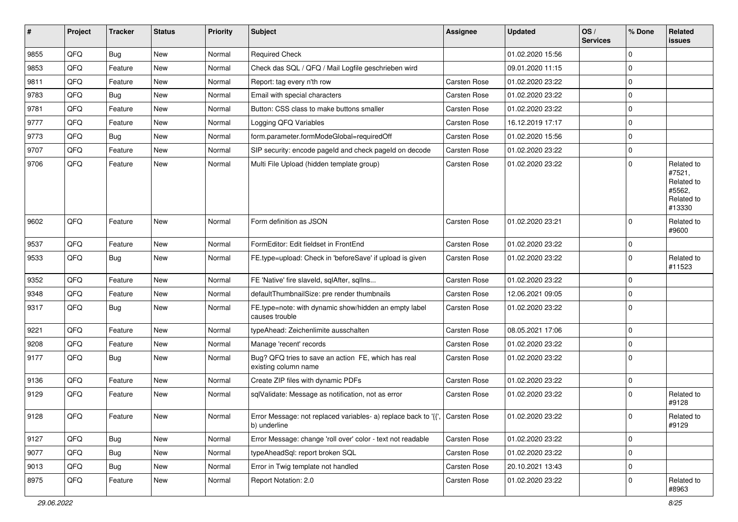| # | Project | Tracker | Status | Priority | Subject | Assignee | Updated | OS / Services | % Done | Related issues |
|---|---|---|---|---|---|---|---|---|---|---|
| 9855 | QFQ | Bug | New | Normal | Required Check | | 01.02.2020 15:56 | | 0 | |
| 9853 | QFQ | Feature | New | Normal | Check das SQL / QFQ / Mail Logfile geschrieben wird | | 09.01.2020 11:15 | | 0 | |
| 9811 | QFQ | Feature | New | Normal | Report: tag every n'th row | Carsten Rose | 01.02.2020 23:22 | | 0 | |
| 9783 | QFQ | Bug | New | Normal | Email with special characters | Carsten Rose | 01.02.2020 23:22 | | 0 | |
| 9781 | QFQ | Feature | New | Normal | Button: CSS class to make buttons smaller | Carsten Rose | 01.02.2020 23:22 | | 0 | |
| 9777 | QFQ | Feature | New | Normal | Logging QFQ Variables | Carsten Rose | 16.12.2019 17:17 | | 0 | |
| 9773 | QFQ | Bug | New | Normal | form.parameter.formModeGlobal=requiredOff | Carsten Rose | 01.02.2020 15:56 | | 0 | |
| 9707 | QFQ | Feature | New | Normal | SIP security: encode pageId and check pageId on decode | Carsten Rose | 01.02.2020 23:22 | | 0 | |
| 9706 | QFQ | Feature | New | Normal | Multi File Upload (hidden template group) | Carsten Rose | 01.02.2020 23:22 | | 0 | Related to #7521, Related to #5562, Related to #13330 |
| 9602 | QFQ | Feature | New | Normal | Form definition as JSON | Carsten Rose | 01.02.2020 23:21 | | 0 | Related to #9600 |
| 9537 | QFQ | Feature | New | Normal | FormEditor: Edit fieldset in FrontEnd | Carsten Rose | 01.02.2020 23:22 | | 0 | |
| 9533 | QFQ | Bug | New | Normal | FE.type=upload: Check in 'beforeSave' if upload is given | Carsten Rose | 01.02.2020 23:22 | | 0 | Related to #11523 |
| 9352 | QFQ | Feature | New | Normal | FE 'Native' fire slaveId, sqlAfter, sqlIns... | Carsten Rose | 01.02.2020 23:22 | | 0 | |
| 9348 | QFQ | Feature | New | Normal | defaultThumbnailSize: pre render thumbnails | Carsten Rose | 12.06.2021 09:05 | | 0 | |
| 9317 | QFQ | Bug | New | Normal | FE.type=note: with dynamic show/hidden an empty label causes trouble | Carsten Rose | 01.02.2020 23:22 | | 0 | |
| 9221 | QFQ | Feature | New | Normal | typeAhead: Zeichenlimite ausschalten | Carsten Rose | 08.05.2021 17:06 | | 0 | |
| 9208 | QFQ | Feature | New | Normal | Manage 'recent' records | Carsten Rose | 01.02.2020 23:22 | | 0 | |
| 9177 | QFQ | Bug | New | Normal | Bug? QFQ tries to save an action FE, which has real existing column name | Carsten Rose | 01.02.2020 23:22 | | 0 | |
| 9136 | QFQ | Feature | New | Normal | Create ZIP files with dynamic PDFs | Carsten Rose | 01.02.2020 23:22 | | 0 | |
| 9129 | QFQ | Feature | New | Normal | sqlValidate: Message as notification, not as error | Carsten Rose | 01.02.2020 23:22 | | 0 | Related to #9128 |
| 9128 | QFQ | Feature | New | Normal | Error Message: not replaced variables- a) replace back to '{{', b) underline | Carsten Rose | 01.02.2020 23:22 | | 0 | Related to #9129 |
| 9127 | QFQ | Bug | New | Normal | Error Message: change 'roll over' color - text not readable | Carsten Rose | 01.02.2020 23:22 | | 0 | |
| 9077 | QFQ | Bug | New | Normal | typeAheadSql: report broken SQL | Carsten Rose | 01.02.2020 23:22 | | 0 | |
| 9013 | QFQ | Bug | New | Normal | Error in Twig template not handled | Carsten Rose | 20.10.2021 13:43 | | 0 | |
| 8975 | QFQ | Feature | New | Normal | Report Notation: 2.0 | Carsten Rose | 01.02.2020 23:22 | | 0 | Related to #8963 |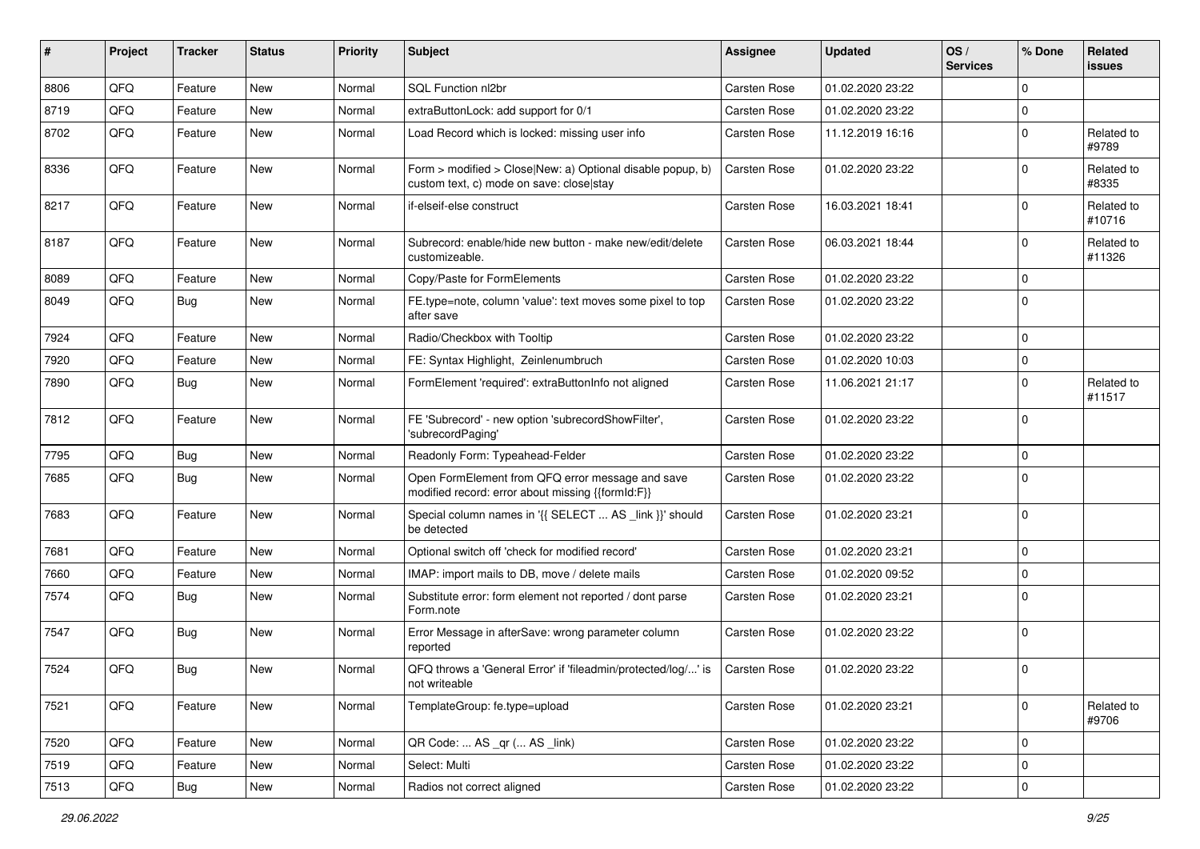| # | Project | Tracker | Status | Priority | Subject | Assignee | Updated | OS / Services | % Done | Related issues |
|---|---|---|---|---|---|---|---|---|---|---|
| 8806 | QFQ | Feature | New | Normal | SQL Function nl2br | Carsten Rose | 01.02.2020 23:22 | | 0 | |
| 8719 | QFQ | Feature | New | Normal | extraButtonLock: add support for 0/1 | Carsten Rose | 01.02.2020 23:22 | | 0 | |
| 8702 | QFQ | Feature | New | Normal | Load Record which is locked: missing user info | Carsten Rose | 11.12.2019 16:16 | | 0 | Related to #9789 |
| 8336 | QFQ | Feature | New | Normal | Form > modified > Close\|New: a) Optional disable popup, b) custom text, c) mode on save: close\|stay | Carsten Rose | 01.02.2020 23:22 | | 0 | Related to #8335 |
| 8217 | QFQ | Feature | New | Normal | if-elseif-else construct | Carsten Rose | 16.03.2021 18:41 | | 0 | Related to #10716 |
| 8187 | QFQ | Feature | New | Normal | Subrecord: enable/hide new button - make new/edit/delete customizeable. | Carsten Rose | 06.03.2021 18:44 | | 0 | Related to #11326 |
| 8089 | QFQ | Feature | New | Normal | Copy/Paste for FormElements | Carsten Rose | 01.02.2020 23:22 | | 0 | |
| 8049 | QFQ | Bug | New | Normal | FE.type=note, column 'value': text moves some pixel to top after save | Carsten Rose | 01.02.2020 23:22 | | 0 | |
| 7924 | QFQ | Feature | New | Normal | Radio/Checkbox with Tooltip | Carsten Rose | 01.02.2020 23:22 | | 0 | |
| 7920 | QFQ | Feature | New | Normal | FE: Syntax Highlight, Zeinlenumbruch | Carsten Rose | 01.02.2020 10:03 | | 0 | |
| 7890 | QFQ | Bug | New | Normal | FormElement 'required': extraButtonInfo not aligned | Carsten Rose | 11.06.2021 21:17 | | 0 | Related to #11517 |
| 7812 | QFQ | Feature | New | Normal | FE 'Subrecord' - new option 'subrecordShowFilter', 'subrecordPaging' | Carsten Rose | 01.02.2020 23:22 | | 0 | |
| 7795 | QFQ | Bug | New | Normal | Readonly Form: Typeahead-Felder | Carsten Rose | 01.02.2020 23:22 | | 0 | |
| 7685 | QFQ | Bug | New | Normal | Open FormElement from QFQ error message and save modified record: error about missing {{formId:F}} | Carsten Rose | 01.02.2020 23:22 | | 0 | |
| 7683 | QFQ | Feature | New | Normal | Special column names in '{{ SELECT ... AS _link }}' should be detected | Carsten Rose | 01.02.2020 23:21 | | 0 | |
| 7681 | QFQ | Feature | New | Normal | Optional switch off 'check for modified record' | Carsten Rose | 01.02.2020 23:21 | | 0 | |
| 7660 | QFQ | Feature | New | Normal | IMAP: import mails to DB, move / delete mails | Carsten Rose | 01.02.2020 09:52 | | 0 | |
| 7574 | QFQ | Bug | New | Normal | Substitute error: form element not reported / dont parse Form.note | Carsten Rose | 01.02.2020 23:21 | | 0 | |
| 7547 | QFQ | Bug | New | Normal | Error Message in afterSave: wrong parameter column reported | Carsten Rose | 01.02.2020 23:22 | | 0 | |
| 7524 | QFQ | Bug | New | Normal | QFQ throws a 'General Error' if 'fileadmin/protected/log/...' is not writeable | Carsten Rose | 01.02.2020 23:22 | | 0 | |
| 7521 | QFQ | Feature | New | Normal | TemplateGroup: fe.type=upload | Carsten Rose | 01.02.2020 23:21 | | 0 | Related to #9706 |
| 7520 | QFQ | Feature | New | Normal | QR Code: ... AS _qr ( ... AS _link) | Carsten Rose | 01.02.2020 23:22 | | 0 | |
| 7519 | QFQ | Feature | New | Normal | Select: Multi | Carsten Rose | 01.02.2020 23:22 | | 0 | |
| 7513 | QFQ | Bug | New | Normal | Radios not correct aligned | Carsten Rose | 01.02.2020 23:22 | | 0 | |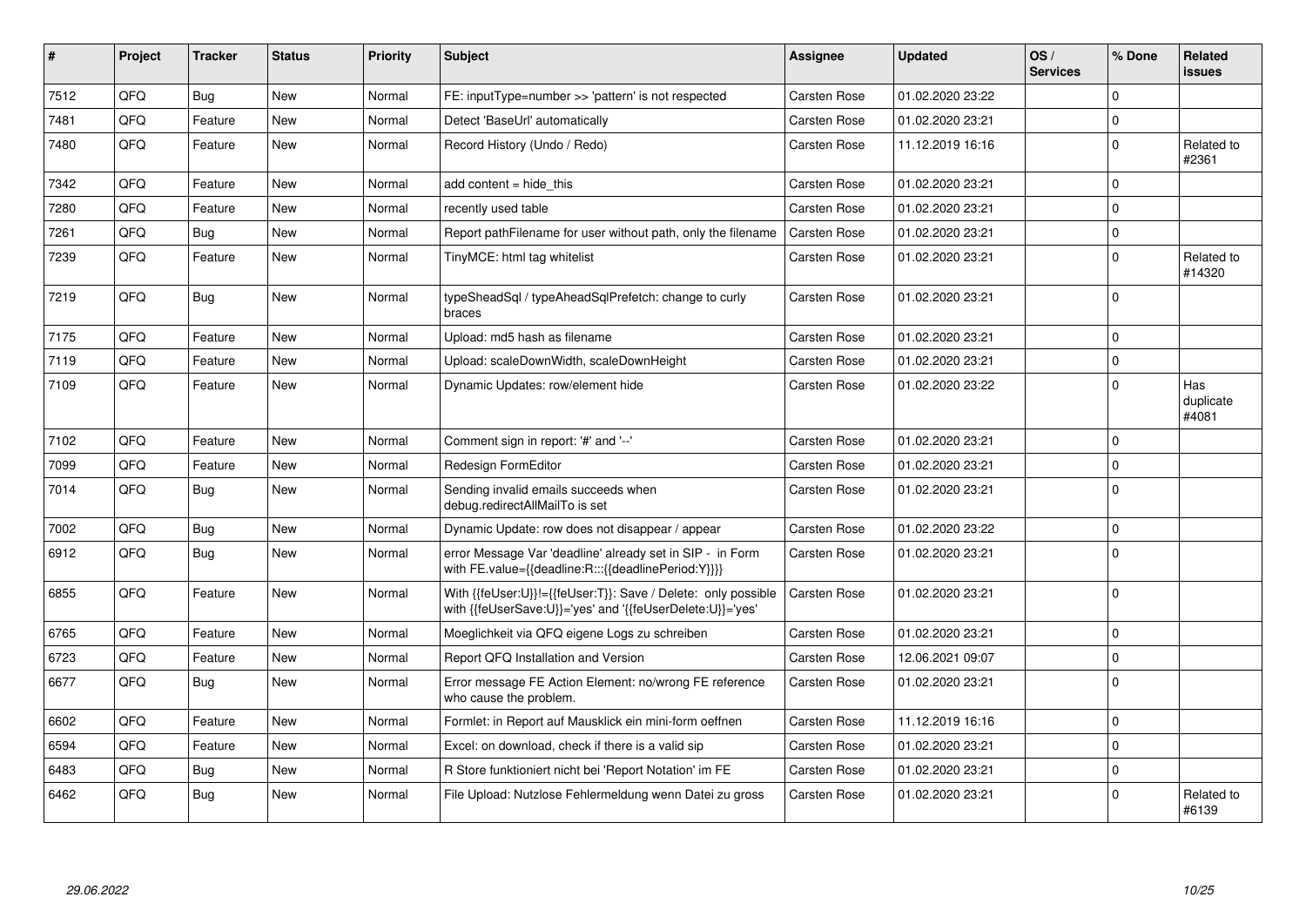| # | Project | Tracker | Status | Priority | Subject | Assignee | Updated | OS / Services | % Done | Related issues |
|---|---|---|---|---|---|---|---|---|---|---|
| 7512 | QFQ | Bug | New | Normal | FE: inputType=number >> 'pattern' is not respected | Carsten Rose | 01.02.2020 23:22 | | 0 | |
| 7481 | QFQ | Feature | New | Normal | Detect 'BaseUrl' automatically | Carsten Rose | 01.02.2020 23:21 | | 0 | |
| 7480 | QFQ | Feature | New | Normal | Record History (Undo / Redo) | Carsten Rose | 11.12.2019 16:16 | | 0 | Related to #2361 |
| 7342 | QFQ | Feature | New | Normal | add content = hide_this | Carsten Rose | 01.02.2020 23:21 | | 0 | |
| 7280 | QFQ | Feature | New | Normal | recently used table | Carsten Rose | 01.02.2020 23:21 | | 0 | |
| 7261 | QFQ | Bug | New | Normal | Report pathFilename for user without path, only the filename | Carsten Rose | 01.02.2020 23:21 | | 0 | |
| 7239 | QFQ | Feature | New | Normal | TinyMCE: html tag whitelist | Carsten Rose | 01.02.2020 23:21 | | 0 | Related to #14320 |
| 7219 | QFQ | Bug | New | Normal | typeSheadSql / typeAheadSqlPrefetch: change to curly braces | Carsten Rose | 01.02.2020 23:21 | | 0 | |
| 7175 | QFQ | Feature | New | Normal | Upload: md5 hash as filename | Carsten Rose | 01.02.2020 23:21 | | 0 | |
| 7119 | QFQ | Feature | New | Normal | Upload: scaleDownWidth, scaleDownHeight | Carsten Rose | 01.02.2020 23:21 | | 0 | |
| 7109 | QFQ | Feature | New | Normal | Dynamic Updates: row/element hide | Carsten Rose | 01.02.2020 23:22 | | 0 | Has duplicate #4081 |
| 7102 | QFQ | Feature | New | Normal | Comment sign in report: '#' and '--' | Carsten Rose | 01.02.2020 23:21 | | 0 | |
| 7099 | QFQ | Feature | New | Normal | Redesign FormEditor | Carsten Rose | 01.02.2020 23:21 | | 0 | |
| 7014 | QFQ | Bug | New | Normal | Sending invalid emails succeeds when debug.redirectAllMailTo is set | Carsten Rose | 01.02.2020 23:21 | | 0 | |
| 7002 | QFQ | Bug | New | Normal | Dynamic Update: row does not disappear / appear | Carsten Rose | 01.02.2020 23:22 | | 0 | |
| 6912 | QFQ | Bug | New | Normal | error Message Var 'deadline' already set in SIP - in Form with FE.value={{deadline:R:::{{deadlinePeriod:Y}}}} | Carsten Rose | 01.02.2020 23:21 | | 0 | |
| 6855 | QFQ | Feature | New | Normal | With {{feUser:U}}!={{feUser:T}}: Save / Delete: only possible with {{feUserSave:U}}='yes' and '{{feUserDelete:U}}='yes' | Carsten Rose | 01.02.2020 23:21 | | 0 | |
| 6765 | QFQ | Feature | New | Normal | Moeglichkeit via QFQ eigene Logs zu schreiben | Carsten Rose | 01.02.2020 23:21 | | 0 | |
| 6723 | QFQ | Feature | New | Normal | Report QFQ Installation and Version | Carsten Rose | 12.06.2021 09:07 | | 0 | |
| 6677 | QFQ | Bug | New | Normal | Error message FE Action Element: no/wrong FE reference who cause the problem. | Carsten Rose | 01.02.2020 23:21 | | 0 | |
| 6602 | QFQ | Feature | New | Normal | Formlet: in Report auf Mausklick ein mini-form oeffnen | Carsten Rose | 11.12.2019 16:16 | | 0 | |
| 6594 | QFQ | Feature | New | Normal | Excel: on download, check if there is a valid sip | Carsten Rose | 01.02.2020 23:21 | | 0 | |
| 6483 | QFQ | Bug | New | Normal | R Store funktioniert nicht bei 'Report Notation' im FE | Carsten Rose | 01.02.2020 23:21 | | 0 | |
| 6462 | QFQ | Bug | New | Normal | File Upload: Nutzlose Fehlermeldung wenn Datei zu gross | Carsten Rose | 01.02.2020 23:21 | | 0 | Related to #6139 |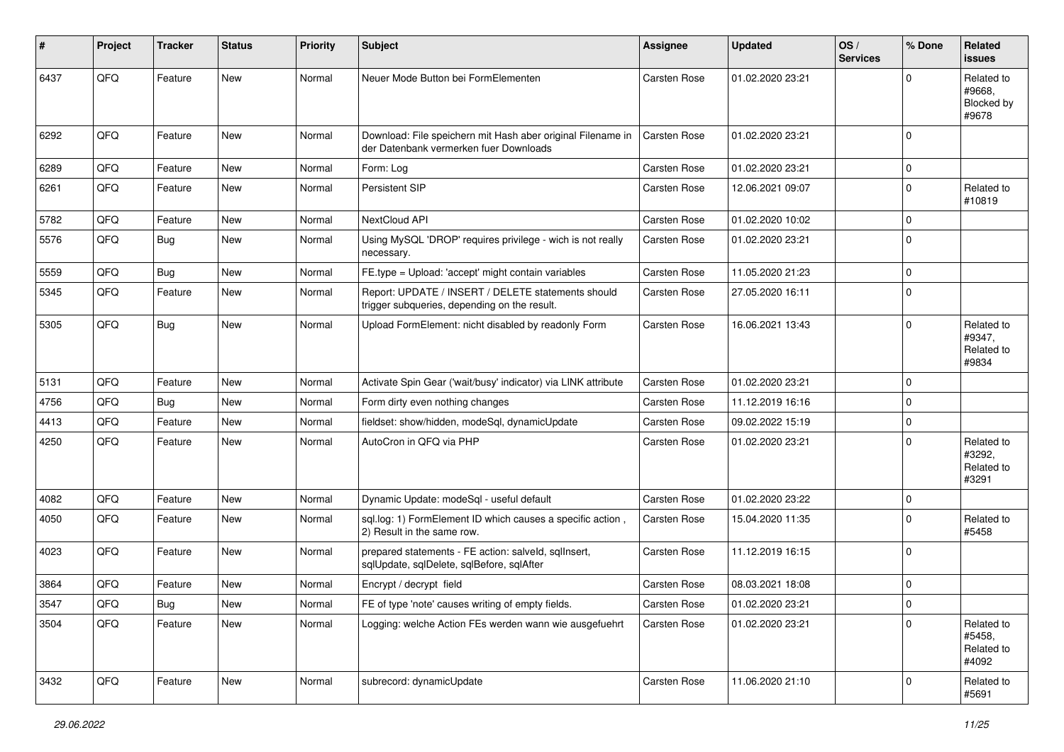| # | Project | Tracker | Status | Priority | Subject | Assignee | Updated | OS / Services | % Done | Related issues |
|---|---|---|---|---|---|---|---|---|---|---|
| 6437 | QFQ | Feature | New | Normal | Neuer Mode Button bei FormElementen | Carsten Rose | 01.02.2020 23:21 | | 0 | Related to #9668, Blocked by #9678 |
| 6292 | QFQ | Feature | New | Normal | Download: File speichern mit Hash aber original Filename in der Datenbank vermerken fuer Downloads | Carsten Rose | 01.02.2020 23:21 | | 0 | |
| 6289 | QFQ | Feature | New | Normal | Form: Log | Carsten Rose | 01.02.2020 23:21 | | 0 | |
| 6261 | QFQ | Feature | New | Normal | Persistent SIP | Carsten Rose | 12.06.2021 09:07 | | 0 | Related to #10819 |
| 5782 | QFQ | Feature | New | Normal | NextCloud API | Carsten Rose | 01.02.2020 10:02 | | 0 | |
| 5576 | QFQ | Bug | New | Normal | Using MySQL 'DROP' requires privilege - wich is not really necessary. | Carsten Rose | 01.02.2020 23:21 | | 0 | |
| 5559 | QFQ | Bug | New | Normal | FE.type = Upload: 'accept' might contain variables | Carsten Rose | 11.05.2020 21:23 | | 0 | |
| 5345 | QFQ | Feature | New | Normal | Report: UPDATE / INSERT / DELETE statements should trigger subqueries, depending on the result. | Carsten Rose | 27.05.2020 16:11 | | 0 | |
| 5305 | QFQ | Bug | New | Normal | Upload FormElement: nicht disabled by readonly Form | Carsten Rose | 16.06.2021 13:43 | | 0 | Related to #9347, Related to #9834 |
| 5131 | QFQ | Feature | New | Normal | Activate Spin Gear ('wait/busy' indicator) via LINK attribute | Carsten Rose | 01.02.2020 23:21 | | 0 | |
| 4756 | QFQ | Bug | New | Normal | Form dirty even nothing changes | Carsten Rose | 11.12.2019 16:16 | | 0 | |
| 4413 | QFQ | Feature | New | Normal | fieldset: show/hidden, modeSql, dynamicUpdate | Carsten Rose | 09.02.2022 15:19 | | 0 | |
| 4250 | QFQ | Feature | New | Normal | AutoCron in QFQ via PHP | Carsten Rose | 01.02.2020 23:21 | | 0 | Related to #3292, Related to #3291 |
| 4082 | QFQ | Feature | New | Normal | Dynamic Update: modeSql - useful default | Carsten Rose | 01.02.2020 23:22 | | 0 | |
| 4050 | QFQ | Feature | New | Normal | sql.log: 1) FormElement ID which causes a specific action , 2) Result in the same row. | Carsten Rose | 15.04.2020 11:35 | | 0 | Related to #5458 |
| 4023 | QFQ | Feature | New | Normal | prepared statements - FE action: salveld, sqlInsert, sqlUpdate, sqlDelete, sqlBefore, sqlAfter | Carsten Rose | 11.12.2019 16:15 | | 0 | |
| 3864 | QFQ | Feature | New | Normal | Encrypt / decrypt field | Carsten Rose | 08.03.2021 18:08 | | 0 | |
| 3547 | QFQ | Bug | New | Normal | FE of type 'note' causes writing of empty fields. | Carsten Rose | 01.02.2020 23:21 | | 0 | |
| 3504 | QFQ | Feature | New | Normal | Logging: welche Action FEs werden wann wie ausgefuehrt | Carsten Rose | 01.02.2020 23:21 | | 0 | Related to #5458, Related to #4092 |
| 3432 | QFQ | Feature | New | Normal | subrecord: dynamicUpdate | Carsten Rose | 11.06.2020 21:10 | | 0 | Related to #5691 |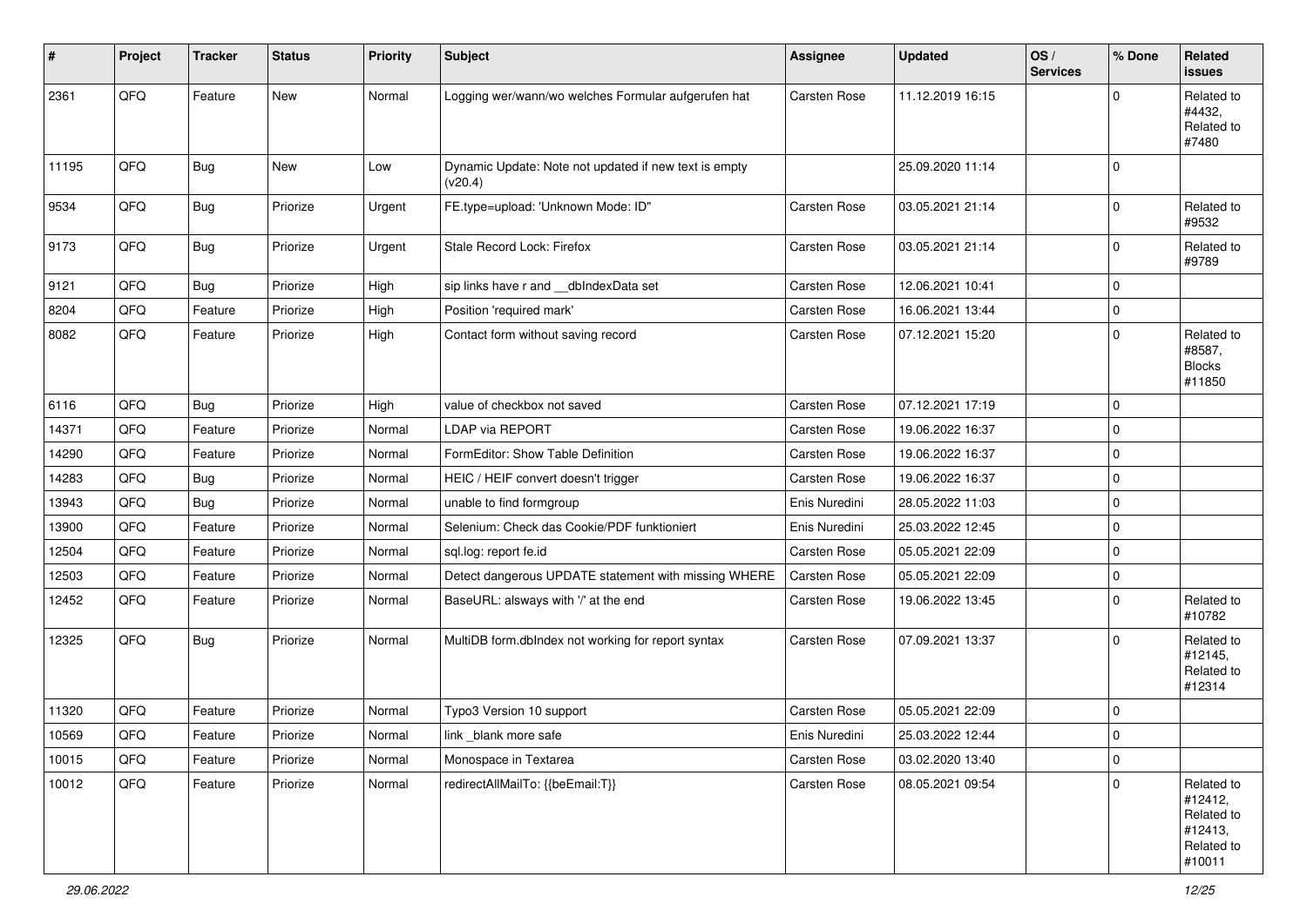| # | Project | Tracker | Status | Priority | Subject | Assignee | Updated | OS / Services | % Done | Related issues |
|---|---|---|---|---|---|---|---|---|---|---|
| 2361 | QFQ | Feature | New | Normal | Logging wer/wann/wo welches Formular aufgerufen hat | Carsten Rose | 11.12.2019 16:15 | | 0 | Related to #4432, Related to #7480 |
| 11195 | QFQ | Bug | New | Low | Dynamic Update: Note not updated if new text is empty (v20.4) | | 25.09.2020 11:14 | | 0 | |
| 9534 | QFQ | Bug | Priorize | Urgent | FE.type=upload: 'Unknown Mode: ID" | Carsten Rose | 03.05.2021 21:14 | | 0 | Related to #9532 |
| 9173 | QFQ | Bug | Priorize | Urgent | Stale Record Lock: Firefox | Carsten Rose | 03.05.2021 21:14 | | 0 | Related to #9789 |
| 9121 | QFQ | Bug | Priorize | High | sip links have r and __dbIndexData set | Carsten Rose | 12.06.2021 10:41 | | 0 | |
| 8204 | QFQ | Feature | Priorize | High | Position 'required mark' | Carsten Rose | 16.06.2021 13:44 | | 0 | |
| 8082 | QFQ | Feature | Priorize | High | Contact form without saving record | Carsten Rose | 07.12.2021 15:20 | | 0 | Related to #8587, Blocks #11850 |
| 6116 | QFQ | Bug | Priorize | High | value of checkbox not saved | Carsten Rose | 07.12.2021 17:19 | | 0 | |
| 14371 | QFQ | Feature | Priorize | Normal | LDAP via REPORT | Carsten Rose | 19.06.2022 16:37 | | 0 | |
| 14290 | QFQ | Feature | Priorize | Normal | FormEditor: Show Table Definition | Carsten Rose | 19.06.2022 16:37 | | 0 | |
| 14283 | QFQ | Bug | Priorize | Normal | HEIC / HEIF convert doesn't trigger | Carsten Rose | 19.06.2022 16:37 | | 0 | |
| 13943 | QFQ | Bug | Priorize | Normal | unable to find formgroup | Enis Nuredini | 28.05.2022 11:03 | | 0 | |
| 13900 | QFQ | Feature | Priorize | Normal | Selenium: Check das Cookie/PDF funktioniert | Enis Nuredini | 25.03.2022 12:45 | | 0 | |
| 12504 | QFQ | Feature | Priorize | Normal | sql.log: report fe.id | Carsten Rose | 05.05.2021 22:09 | | 0 | |
| 12503 | QFQ | Feature | Priorize | Normal | Detect dangerous UPDATE statement with missing WHERE | Carsten Rose | 05.05.2021 22:09 | | 0 | |
| 12452 | QFQ | Feature | Priorize | Normal | BaseURL: alsways with '/' at the end | Carsten Rose | 19.06.2022 13:45 | | 0 | Related to #10782 |
| 12325 | QFQ | Bug | Priorize | Normal | MultiDB form.dbIndex not working for report syntax | Carsten Rose | 07.09.2021 13:37 | | 0 | Related to #12145, Related to #12314 |
| 11320 | QFQ | Feature | Priorize | Normal | Typo3 Version 10 support | Carsten Rose | 05.05.2021 22:09 | | 0 | |
| 10569 | QFQ | Feature | Priorize | Normal | link _blank more safe | Enis Nuredini | 25.03.2022 12:44 | | 0 | |
| 10015 | QFQ | Feature | Priorize | Normal | Monospace in Textarea | Carsten Rose | 03.02.2020 13:40 | | 0 | |
| 10012 | QFQ | Feature | Priorize | Normal | redirectAllMailTo: {{beEmail:T}} | Carsten Rose | 08.05.2021 09:54 | | 0 | Related to #12412, Related to #12413, Related to #10011 |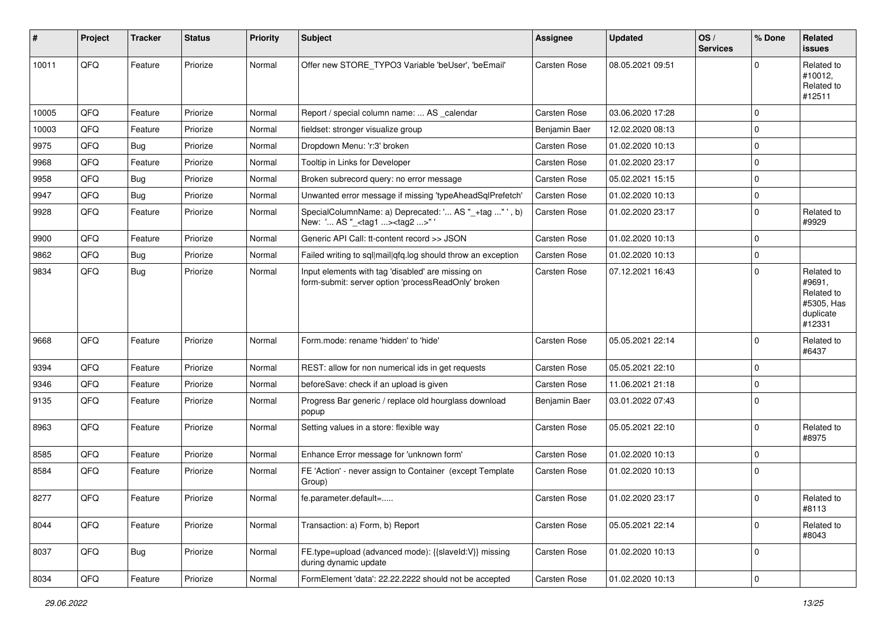| # | Project | Tracker | Status | Priority | Subject | Assignee | Updated | OS / Services | % Done | Related issues |
|---|---|---|---|---|---|---|---|---|---|---|
| 10011 | QFQ | Feature | Priorize | Normal | Offer new STORE_TYPO3 Variable 'beUser', 'beEmail' | Carsten Rose | 08.05.2021 09:51 | | 0 | Related to #10012, Related to #12511 |
| 10005 | QFQ | Feature | Priorize | Normal | Report / special column name: ... AS _calendar | Carsten Rose | 03.06.2020 17:28 | | 0 | |
| 10003 | QFQ | Feature | Priorize | Normal | fieldset: stronger visualize group | Benjamin Baer | 12.02.2020 08:13 | | 0 | |
| 9975 | QFQ | Bug | Priorize | Normal | Dropdown Menu: 'r:3' broken | Carsten Rose | 01.02.2020 10:13 | | 0 | |
| 9968 | QFQ | Feature | Priorize | Normal | Tooltip in Links for Developer | Carsten Rose | 01.02.2020 23:17 | | 0 | |
| 9958 | QFQ | Bug | Priorize | Normal | Broken subrecord query: no error message | Carsten Rose | 05.02.2021 15:15 | | 0 | |
| 9947 | QFQ | Bug | Priorize | Normal | Unwanted error message if missing 'typeAheadSqlPrefetch' | Carsten Rose | 01.02.2020 10:13 | | 0 | |
| 9928 | QFQ | Feature | Priorize | Normal | SpecialColumnName: a) Deprecated: '... AS "_+tag ..." ', b) New: '... AS "_<tag1 ...><tag2 ...>" ' | Carsten Rose | 01.02.2020 23:17 | | 0 | Related to #9929 |
| 9900 | QFQ | Feature | Priorize | Normal | Generic API Call: tt-content record >> JSON | Carsten Rose | 01.02.2020 10:13 | | 0 | |
| 9862 | QFQ | Bug | Priorize | Normal | Failed writing to sql\|mail\|qfq.log should throw an exception | Carsten Rose | 01.02.2020 10:13 | | 0 | |
| 9834 | QFQ | Bug | Priorize | Normal | Input elements with tag 'disabled' are missing on form-submit: server option 'processReadOnly' broken | Carsten Rose | 07.12.2021 16:43 | | 0 | Related to #9691, Related to #5305, Has duplicate #12331 |
| 9668 | QFQ | Feature | Priorize | Normal | Form.mode: rename 'hidden' to 'hide' | Carsten Rose | 05.05.2021 22:14 | | 0 | Related to #6437 |
| 9394 | QFQ | Feature | Priorize | Normal | REST: allow for non numerical ids in get requests | Carsten Rose | 05.05.2021 22:10 | | 0 | |
| 9346 | QFQ | Feature | Priorize | Normal | beforeSave: check if an upload is given | Carsten Rose | 11.06.2021 21:18 | | 0 | |
| 9135 | QFQ | Feature | Priorize | Normal | Progress Bar generic / replace old hourglass download popup | Benjamin Baer | 03.01.2022 07:43 | | 0 | |
| 8963 | QFQ | Feature | Priorize | Normal | Setting values in a store: flexible way | Carsten Rose | 05.05.2021 22:10 | | 0 | Related to #8975 |
| 8585 | QFQ | Feature | Priorize | Normal | Enhance Error message for 'unknown form' | Carsten Rose | 01.02.2020 10:13 | | 0 | |
| 8584 | QFQ | Feature | Priorize | Normal | FE 'Action' - never assign to Container (except Template Group) | Carsten Rose | 01.02.2020 10:13 | | 0 | |
| 8277 | QFQ | Feature | Priorize | Normal | fe.parameter.default=..... | Carsten Rose | 01.02.2020 23:17 | | 0 | Related to #8113 |
| 8044 | QFQ | Feature | Priorize | Normal | Transaction: a) Form, b) Report | Carsten Rose | 05.05.2021 22:14 | | 0 | Related to #8043 |
| 8037 | QFQ | Bug | Priorize | Normal | FE.type=upload (advanced mode): {{slaveId:V}} missing during dynamic update | Carsten Rose | 01.02.2020 10:13 | | 0 | |
| 8034 | QFQ | Feature | Priorize | Normal | FormElement 'data': 22.22.2222 should not be accepted | Carsten Rose | 01.02.2020 10:13 | | 0 | |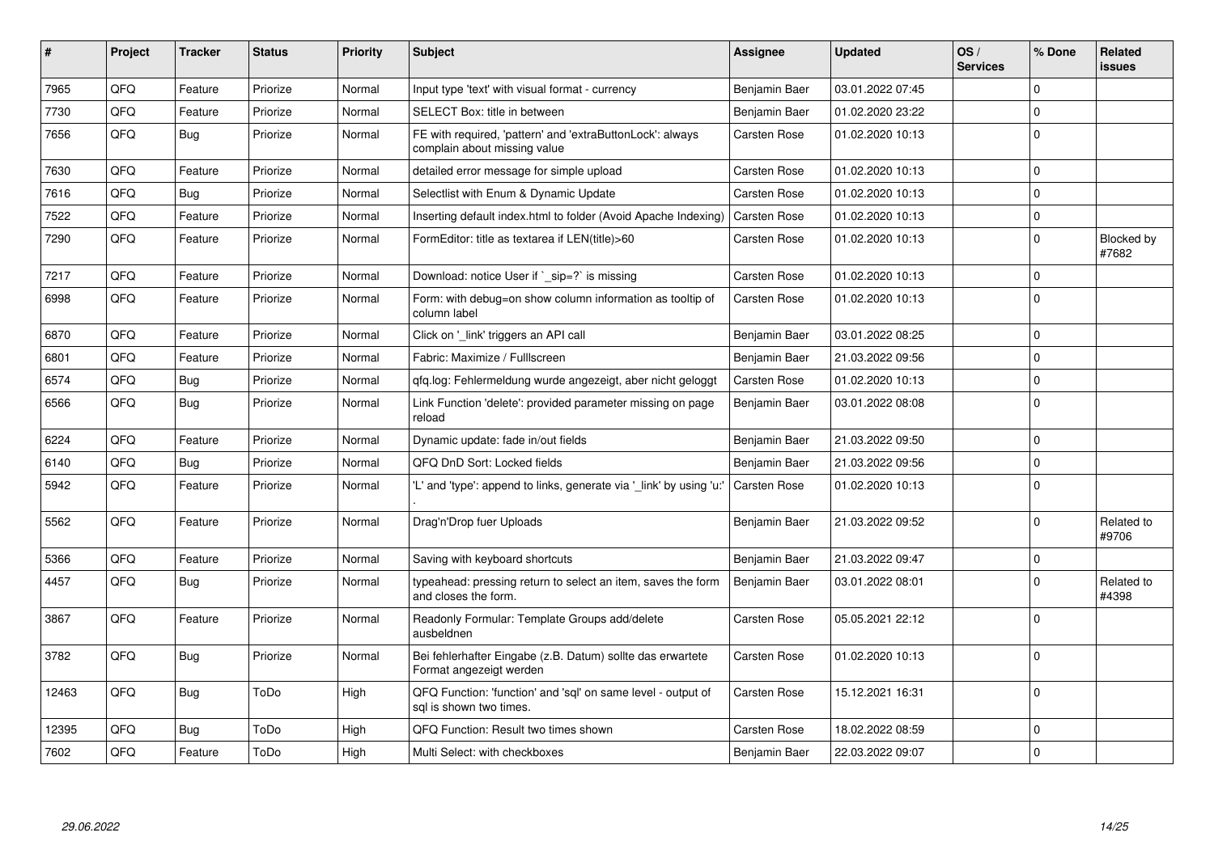| # | Project | Tracker | Status | Priority | Subject | Assignee | Updated | OS / Services | % Done | Related issues |
|---|---|---|---|---|---|---|---|---|---|---|
| 7965 | QFQ | Feature | Priorize | Normal | Input type 'text' with visual format - currency | Benjamin Baer | 03.01.2022 07:45 | | 0 | |
| 7730 | QFQ | Feature | Priorize | Normal | SELECT Box: title in between | Benjamin Baer | 01.02.2020 23:22 | | 0 | |
| 7656 | QFQ | Bug | Priorize | Normal | FE with required, 'pattern' and 'extraButtonLock': always complain about missing value | Carsten Rose | 01.02.2020 10:13 | | 0 | |
| 7630 | QFQ | Feature | Priorize | Normal | detailed error message for simple upload | Carsten Rose | 01.02.2020 10:13 | | 0 | |
| 7616 | QFQ | Bug | Priorize | Normal | Selectlist with Enum & Dynamic Update | Carsten Rose | 01.02.2020 10:13 | | 0 | |
| 7522 | QFQ | Feature | Priorize | Normal | Inserting default index.html to folder (Avoid Apache Indexing) | Carsten Rose | 01.02.2020 10:13 | | 0 | |
| 7290 | QFQ | Feature | Priorize | Normal | FormEditor: title as textarea if LEN(title)>60 | Carsten Rose | 01.02.2020 10:13 | | 0 | Blocked by #7682 |
| 7217 | QFQ | Feature | Priorize | Normal | Download: notice User if `_sip=?` is missing | Carsten Rose | 01.02.2020 10:13 | | 0 | |
| 6998 | QFQ | Feature | Priorize | Normal | Form: with debug=on show column information as tooltip of column label | Carsten Rose | 01.02.2020 10:13 | | 0 | |
| 6870 | QFQ | Feature | Priorize | Normal | Click on '_link' triggers an API call | Benjamin Baer | 03.01.2022 08:25 | | 0 | |
| 6801 | QFQ | Feature | Priorize | Normal | Fabric: Maximize / Fulllscreen | Benjamin Baer | 21.03.2022 09:56 | | 0 | |
| 6574 | QFQ | Bug | Priorize | Normal | qfq.log: Fehlermeldung wurde angezeigt, aber nicht geloggt | Carsten Rose | 01.02.2020 10:13 | | 0 | |
| 6566 | QFQ | Bug | Priorize | Normal | Link Function 'delete': provided parameter missing on page reload | Benjamin Baer | 03.01.2022 08:08 | | 0 | |
| 6224 | QFQ | Feature | Priorize | Normal | Dynamic update: fade in/out fields | Benjamin Baer | 21.03.2022 09:50 | | 0 | |
| 6140 | QFQ | Bug | Priorize | Normal | QFQ DnD Sort: Locked fields | Benjamin Baer | 21.03.2022 09:56 | | 0 | |
| 5942 | QFQ | Feature | Priorize | Normal | 'L' and 'type': append to links, generate via '_link' by using 'u:' . | Carsten Rose | 01.02.2020 10:13 | | 0 | |
| 5562 | QFQ | Feature | Priorize | Normal | Drag'n'Drop fuer Uploads | Benjamin Baer | 21.03.2022 09:52 | | 0 | Related to #9706 |
| 5366 | QFQ | Feature | Priorize | Normal | Saving with keyboard shortcuts | Benjamin Baer | 21.03.2022 09:47 | | 0 | |
| 4457 | QFQ | Bug | Priorize | Normal | typeahead: pressing return to select an item, saves the form and closes the form. | Benjamin Baer | 03.01.2022 08:01 | | 0 | Related to #4398 |
| 3867 | QFQ | Feature | Priorize | Normal | Readonly Formular: Template Groups add/delete ausbeldnen | Carsten Rose | 05.05.2021 22:12 | | 0 | |
| 3782 | QFQ | Bug | Priorize | Normal | Bei fehlerhafter Eingabe (z.B. Datum) sollte das erwartete Format angezeigt werden | Carsten Rose | 01.02.2020 10:13 | | 0 | |
| 12463 | QFQ | Bug | ToDo | High | QFQ Function: 'function' and 'sql' on same level - output of sql is shown two times. | Carsten Rose | 15.12.2021 16:31 | | 0 | |
| 12395 | QFQ | Bug | ToDo | High | QFQ Function: Result two times shown | Carsten Rose | 18.02.2022 08:59 | | 0 | |
| 7602 | QFQ | Feature | ToDo | High | Multi Select: with checkboxes | Benjamin Baer | 22.03.2022 09:07 | | 0 | |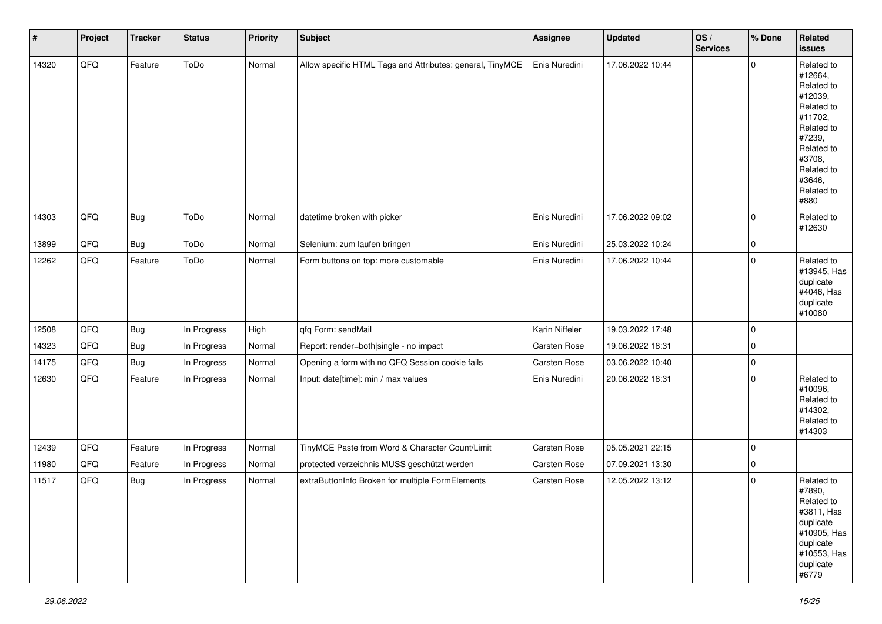| # | Project | Tracker | Status | Priority | Subject | Assignee | Updated | OS / Services | % Done | Related issues |
|---|---|---|---|---|---|---|---|---|---|---|
| 14320 | QFQ | Feature | ToDo | Normal | Allow specific HTML Tags and Attributes: general, TinyMCE | Enis Nuredini | 17.06.2022 10:44 | | 0 | Related to #12664, Related to #12039, Related to #11702, Related to #7239, Related to #3708, Related to #3646, Related to #880 |
| 14303 | QFQ | Bug | ToDo | Normal | datetime broken with picker | Enis Nuredini | 17.06.2022 09:02 | | 0 | Related to #12630 |
| 13899 | QFQ | Bug | ToDo | Normal | Selenium: zum laufen bringen | Enis Nuredini | 25.03.2022 10:24 | | 0 | |
| 12262 | QFQ | Feature | ToDo | Normal | Form buttons on top: more customable | Enis Nuredini | 17.06.2022 10:44 | | 0 | Related to #13945, Has duplicate #4046, Has duplicate #10080 |
| 12508 | QFQ | Bug | In Progress | High | qfq Form: sendMail | Karin Niffeler | 19.03.2022 17:48 | | 0 | |
| 14323 | QFQ | Bug | In Progress | Normal | Report: render=both\|single - no impact | Carsten Rose | 19.06.2022 18:31 | | 0 | |
| 14175 | QFQ | Bug | In Progress | Normal | Opening a form with no QFQ Session cookie fails | Carsten Rose | 03.06.2022 10:40 | | 0 | |
| 12630 | QFQ | Feature | In Progress | Normal | Input: date[time]: min / max values | Enis Nuredini | 20.06.2022 18:31 | | 0 | Related to #10096, Related to #14302, Related to #14303 |
| 12439 | QFQ | Feature | In Progress | Normal | TinyMCE Paste from Word & Character Count/Limit | Carsten Rose | 05.05.2021 22:15 | | 0 | |
| 11980 | QFQ | Feature | In Progress | Normal | protected verzeichnis MUSS geschützt werden | Carsten Rose | 07.09.2021 13:30 | | 0 | |
| 11517 | QFQ | Bug | In Progress | Normal | extraButtonInfo Broken for multiple FormElements | Carsten Rose | 12.05.2022 13:12 | | 0 | Related to #7890, Related to #3811, Has duplicate #10905, Has duplicate #10553, Has duplicate #6779 |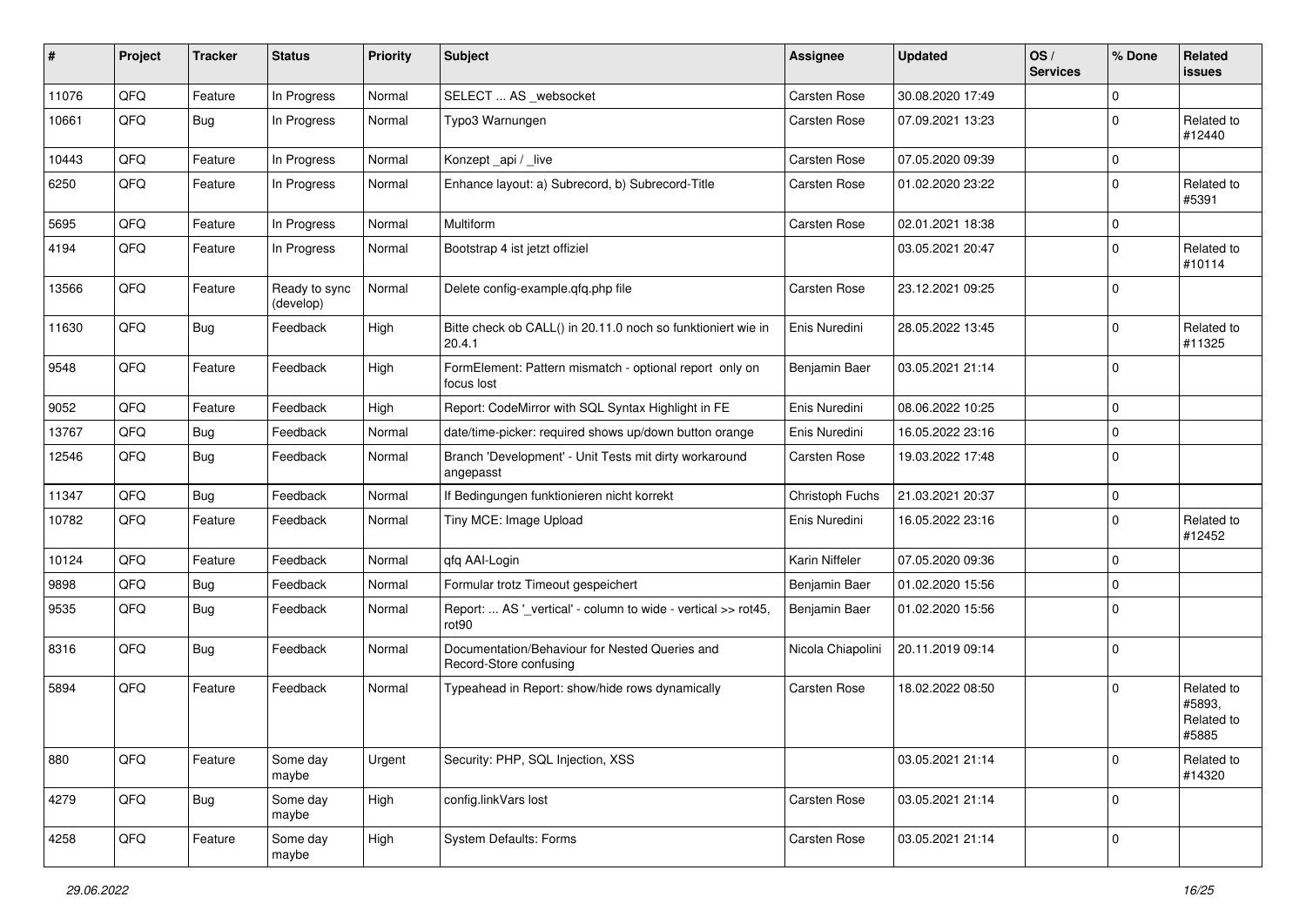| # | Project | Tracker | Status | Priority | Subject | Assignee | Updated | OS / Services | % Done | Related issues |
|---|---|---|---|---|---|---|---|---|---|---|
| 11076 | QFQ | Feature | In Progress | Normal | SELECT ... AS _websocket | Carsten Rose | 30.08.2020 17:49 | | 0 | |
| 10661 | QFQ | Bug | In Progress | Normal | Typo3 Warnungen | Carsten Rose | 07.09.2021 13:23 | | 0 | Related to #12440 |
| 10443 | QFQ | Feature | In Progress | Normal | Konzept _api / _live | Carsten Rose | 07.05.2020 09:39 | | 0 | |
| 6250 | QFQ | Feature | In Progress | Normal | Enhance layout: a) Subrecord, b) Subrecord-Title | Carsten Rose | 01.02.2020 23:22 | | 0 | Related to #5391 |
| 5695 | QFQ | Feature | In Progress | Normal | Multiform | Carsten Rose | 02.01.2021 18:38 | | 0 | |
| 4194 | QFQ | Feature | In Progress | Normal | Bootstrap 4 ist jetzt offiziel | | 03.05.2021 20:47 | | 0 | Related to #10114 |
| 13566 | QFQ | Feature | Ready to sync (develop) | Normal | Delete config-example.qfq.php file | Carsten Rose | 23.12.2021 09:25 | | 0 | |
| 11630 | QFQ | Bug | Feedback | High | Bitte check ob CALL() in 20.11.0 noch so funktioniert wie in 20.4.1 | Enis Nuredini | 28.05.2022 13:45 | | 0 | Related to #11325 |
| 9548 | QFQ | Feature | Feedback | High | FormElement: Pattern mismatch - optional report only on focus lost | Benjamin Baer | 03.05.2021 21:14 | | 0 | |
| 9052 | QFQ | Feature | Feedback | High | Report: CodeMirror with SQL Syntax Highlight in FE | Enis Nuredini | 08.06.2022 10:25 | | 0 | |
| 13767 | QFQ | Bug | Feedback | Normal | date/time-picker: required shows up/down button orange | Enis Nuredini | 16.05.2022 23:16 | | 0 | |
| 12546 | QFQ | Bug | Feedback | Normal | Branch 'Development' - Unit Tests mit dirty workaround angepasst | Carsten Rose | 19.03.2022 17:48 | | 0 | |
| 11347 | QFQ | Bug | Feedback | Normal | If Bedingungen funktionieren nicht korrekt | Christoph Fuchs | 21.03.2021 20:37 | | 0 | |
| 10782 | QFQ | Feature | Feedback | Normal | Tiny MCE: Image Upload | Enis Nuredini | 16.05.2022 23:16 | | 0 | Related to #12452 |
| 10124 | QFQ | Feature | Feedback | Normal | qfq AAI-Login | Karin Niffeler | 07.05.2020 09:36 | | 0 | |
| 9898 | QFQ | Bug | Feedback | Normal | Formular trotz Timeout gespeichert | Benjamin Baer | 01.02.2020 15:56 | | 0 | |
| 9535 | QFQ | Bug | Feedback | Normal | Report: ... AS '_vertical' - column to wide - vertical >> rot45, rot90 | Benjamin Baer | 01.02.2020 15:56 | | 0 | |
| 8316 | QFQ | Bug | Feedback | Normal | Documentation/Behaviour for Nested Queries and Record-Store confusing | Nicola Chiapolini | 20.11.2019 09:14 | | 0 | |
| 5894 | QFQ | Feature | Feedback | Normal | Typeahead in Report: show/hide rows dynamically | Carsten Rose | 18.02.2022 08:50 | | 0 | Related to #5893, Related to #5885 |
| 880 | QFQ | Feature | Some day maybe | Urgent | Security: PHP, SQL Injection, XSS | | 03.05.2021 21:14 | | 0 | Related to #14320 |
| 4279 | QFQ | Bug | Some day maybe | High | config.linkVars lost | Carsten Rose | 03.05.2021 21:14 | | 0 | |
| 4258 | QFQ | Feature | Some day maybe | High | System Defaults: Forms | Carsten Rose | 03.05.2021 21:14 | | 0 | |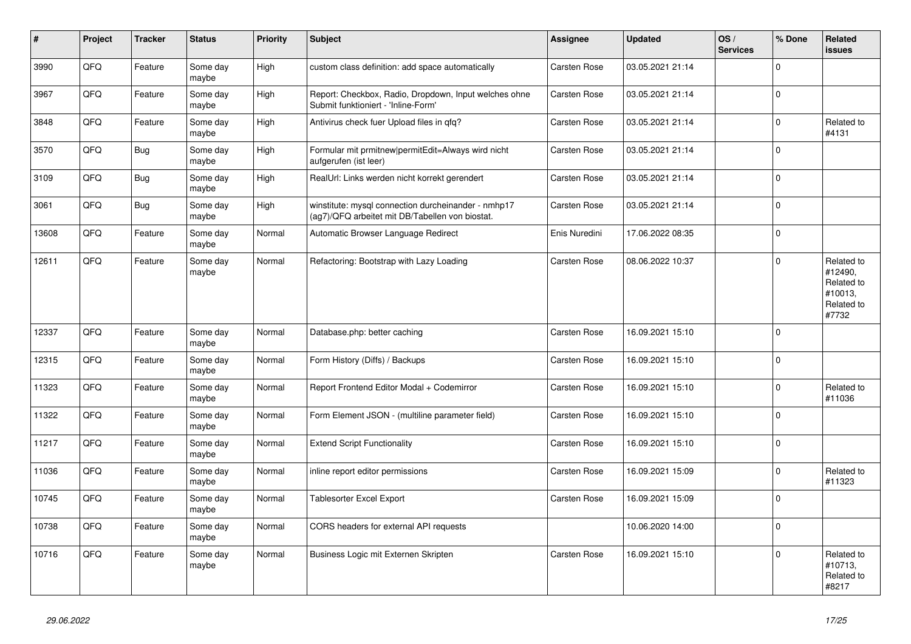| # | Project | Tracker | Status | Priority | Subject | Assignee | Updated | OS / Services | % Done | Related issues |
|---|---|---|---|---|---|---|---|---|---|---|
| 3990 | QFQ | Feature | Some day maybe | High | custom class definition: add space automatically | Carsten Rose | 03.05.2021 21:14 | | 0 | |
| 3967 | QFQ | Feature | Some day maybe | High | Report: Checkbox, Radio, Dropdown, Input welches ohne Submit funktioniert - 'Inline-Form' | Carsten Rose | 03.05.2021 21:14 | | 0 | |
| 3848 | QFQ | Feature | Some day maybe | High | Antivirus check fuer Upload files in qfq? | Carsten Rose | 03.05.2021 21:14 | | 0 | Related to #4131 |
| 3570 | QFQ | Bug | Some day maybe | High | Formular mit prmitnew\|permitEdit=Always wird nicht aufgerufen (ist leer) | Carsten Rose | 03.05.2021 21:14 | | 0 | |
| 3109 | QFQ | Bug | Some day maybe | High | RealUrl: Links werden nicht korrekt gerendert | Carsten Rose | 03.05.2021 21:14 | | 0 | |
| 3061 | QFQ | Bug | Some day maybe | High | winstitute: mysql connection durcheinander - nmhp17 (ag7)/QFQ arbeitet mit DB/Tabellen von biostat. | Carsten Rose | 03.05.2021 21:14 | | 0 | |
| 13608 | QFQ | Feature | Some day maybe | Normal | Automatic Browser Language Redirect | Enis Nuredini | 17.06.2022 08:35 | | 0 | |
| 12611 | QFQ | Feature | Some day maybe | Normal | Refactoring: Bootstrap with Lazy Loading | Carsten Rose | 08.06.2022 10:37 | | 0 | Related to #12490, Related to #10013, Related to #7732 |
| 12337 | QFQ | Feature | Some day maybe | Normal | Database.php: better caching | Carsten Rose | 16.09.2021 15:10 | | 0 | |
| 12315 | QFQ | Feature | Some day maybe | Normal | Form History (Diffs) / Backups | Carsten Rose | 16.09.2021 15:10 | | 0 | |
| 11323 | QFQ | Feature | Some day maybe | Normal | Report Frontend Editor Modal + Codemirror | Carsten Rose | 16.09.2021 15:10 | | 0 | Related to #11036 |
| 11322 | QFQ | Feature | Some day maybe | Normal | Form Element JSON - (multiline parameter field) | Carsten Rose | 16.09.2021 15:10 | | 0 | |
| 11217 | QFQ | Feature | Some day maybe | Normal | Extend Script Functionality | Carsten Rose | 16.09.2021 15:10 | | 0 | |
| 11036 | QFQ | Feature | Some day maybe | Normal | inline report editor permissions | Carsten Rose | 16.09.2021 15:09 | | 0 | Related to #11323 |
| 10745 | QFQ | Feature | Some day maybe | Normal | Tablesorter Excel Export | Carsten Rose | 16.09.2021 15:09 | | 0 | |
| 10738 | QFQ | Feature | Some day maybe | Normal | CORS headers for external API requests | | 10.06.2020 14:00 | | 0 | |
| 10716 | QFQ | Feature | Some day maybe | Normal | Business Logic mit Externen Skripten | Carsten Rose | 16.09.2021 15:10 | | 0 | Related to #10713, Related to #8217 |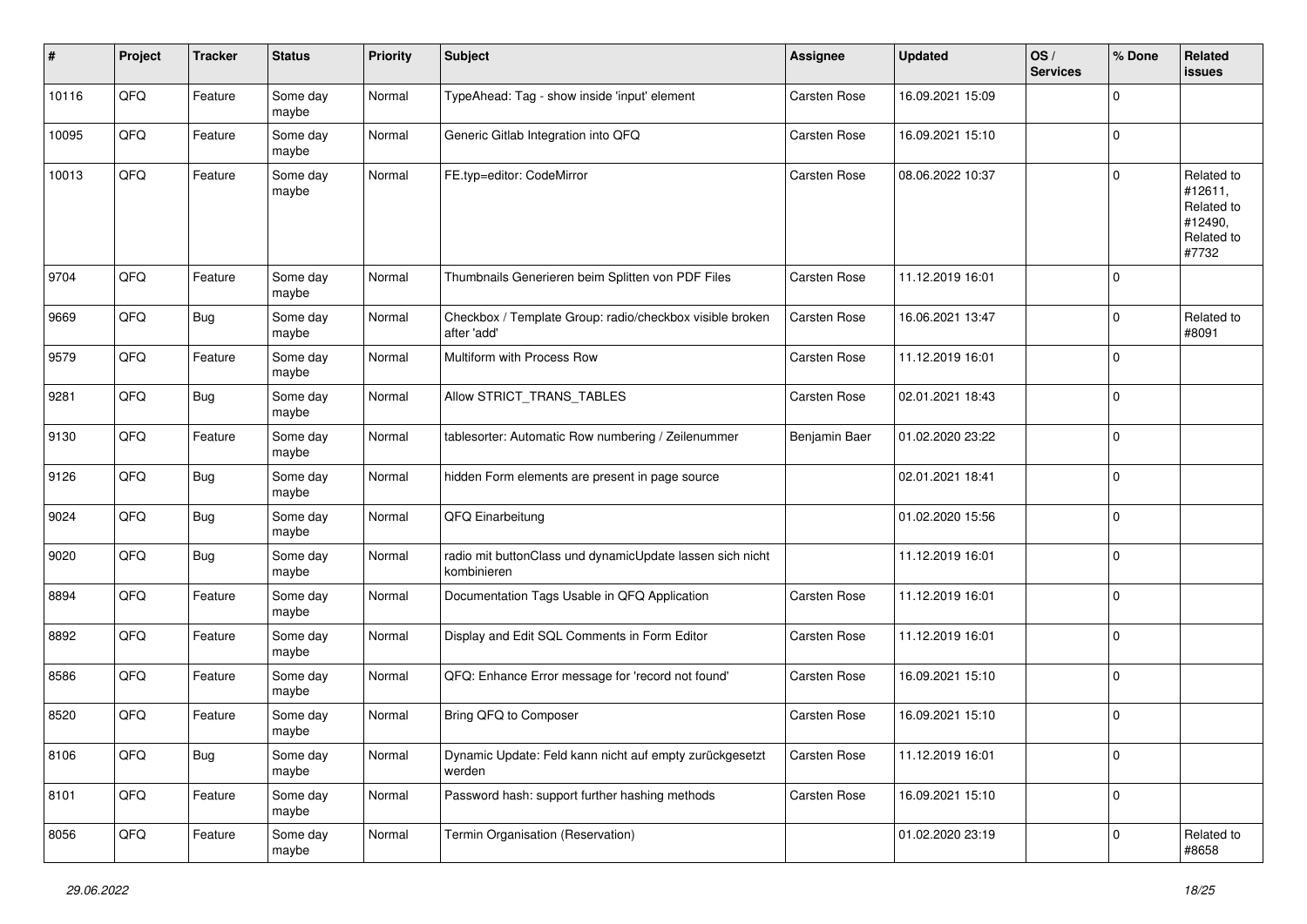| # | Project | Tracker | Status | Priority | Subject | Assignee | Updated | OS / Services | % Done | Related issues |
|---|---|---|---|---|---|---|---|---|---|---|
| 10116 | QFQ | Feature | Some day maybe | Normal | TypeAhead: Tag - show inside 'input' element | Carsten Rose | 16.09.2021 15:09 | | 0 | |
| 10095 | QFQ | Feature | Some day maybe | Normal | Generic Gitlab Integration into QFQ | Carsten Rose | 16.09.2021 15:10 | | 0 | |
| 10013 | QFQ | Feature | Some day maybe | Normal | FE.typ=editor: CodeMirror | Carsten Rose | 08.06.2022 10:37 | | 0 | Related to #12611, Related to #12490, Related to #7732 |
| 9704 | QFQ | Feature | Some day maybe | Normal | Thumbnails Generieren beim Splitten von PDF Files | Carsten Rose | 11.12.2019 16:01 | | 0 | |
| 9669 | QFQ | Bug | Some day maybe | Normal | Checkbox / Template Group: radio/checkbox visible broken after 'add' | Carsten Rose | 16.06.2021 13:47 | | 0 | Related to #8091 |
| 9579 | QFQ | Feature | Some day maybe | Normal | Multiform with Process Row | Carsten Rose | 11.12.2019 16:01 | | 0 | |
| 9281 | QFQ | Bug | Some day maybe | Normal | Allow STRICT_TRANS_TABLES | Carsten Rose | 02.01.2021 18:43 | | 0 | |
| 9130 | QFQ | Feature | Some day maybe | Normal | tablesorter: Automatic Row numbering / Zeilenummer | Benjamin Baer | 01.02.2020 23:22 | | 0 | |
| 9126 | QFQ | Bug | Some day maybe | Normal | hidden Form elements are present in page source | | 02.01.2021 18:41 | | 0 | |
| 9024 | QFQ | Bug | Some day maybe | Normal | QFQ Einarbeitung | | 01.02.2020 15:56 | | 0 | |
| 9020 | QFQ | Bug | Some day maybe | Normal | radio mit buttonClass und dynamicUpdate lassen sich nicht kombinieren | | 11.12.2019 16:01 | | 0 | |
| 8894 | QFQ | Feature | Some day maybe | Normal | Documentation Tags Usable in QFQ Application | Carsten Rose | 11.12.2019 16:01 | | 0 | |
| 8892 | QFQ | Feature | Some day maybe | Normal | Display and Edit SQL Comments in Form Editor | Carsten Rose | 11.12.2019 16:01 | | 0 | |
| 8586 | QFQ | Feature | Some day maybe | Normal | QFQ: Enhance Error message for 'record not found' | Carsten Rose | 16.09.2021 15:10 | | 0 | |
| 8520 | QFQ | Feature | Some day maybe | Normal | Bring QFQ to Composer | Carsten Rose | 16.09.2021 15:10 | | 0 | |
| 8106 | QFQ | Bug | Some day maybe | Normal | Dynamic Update: Feld kann nicht auf empty zurückgesetzt werden | Carsten Rose | 11.12.2019 16:01 | | 0 | |
| 8101 | QFQ | Feature | Some day maybe | Normal | Password hash: support further hashing methods | Carsten Rose | 16.09.2021 15:10 | | 0 | |
| 8056 | QFQ | Feature | Some day maybe | Normal | Termin Organisation (Reservation) | | 01.02.2020 23:19 | | 0 | Related to #8658 |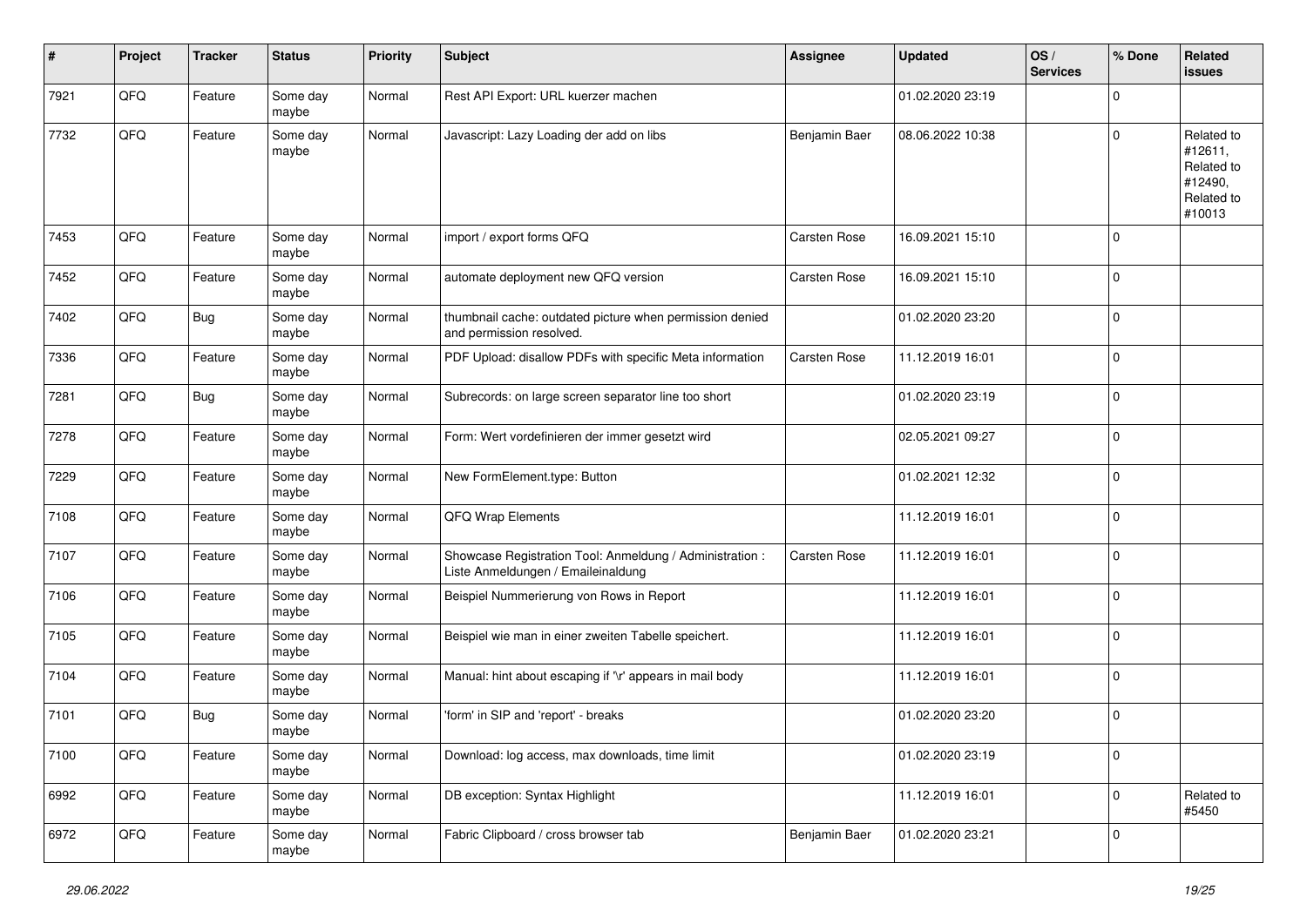| # | Project | Tracker | Status | Priority | Subject | Assignee | Updated | OS / Services | % Done | Related issues |
|---|---|---|---|---|---|---|---|---|---|---|
| 7921 | QFQ | Feature | Some day maybe | Normal | Rest API Export: URL kuerzer machen | | 01.02.2020 23:19 | | 0 | |
| 7732 | QFQ | Feature | Some day maybe | Normal | Javascript: Lazy Loading der add on libs | Benjamin Baer | 08.06.2022 10:38 | | 0 | Related to #12611, Related to #12490, Related to #10013 |
| 7453 | QFQ | Feature | Some day maybe | Normal | import / export forms QFQ | Carsten Rose | 16.09.2021 15:10 | | 0 | |
| 7452 | QFQ | Feature | Some day maybe | Normal | automate deployment new QFQ version | Carsten Rose | 16.09.2021 15:10 | | 0 | |
| 7402 | QFQ | Bug | Some day maybe | Normal | thumbnail cache: outdated picture when permission denied and permission resolved. | | 01.02.2020 23:20 | | 0 | |
| 7336 | QFQ | Feature | Some day maybe | Normal | PDF Upload: disallow PDFs with specific Meta information | Carsten Rose | 11.12.2019 16:01 | | 0 | |
| 7281 | QFQ | Bug | Some day maybe | Normal | Subrecords: on large screen separator line too short | | 01.02.2020 23:19 | | 0 | |
| 7278 | QFQ | Feature | Some day maybe | Normal | Form: Wert vordefinieren der immer gesetzt wird | | 02.05.2021 09:27 | | 0 | |
| 7229 | QFQ | Feature | Some day maybe | Normal | New FormElement.type: Button | | 01.02.2021 12:32 | | 0 | |
| 7108 | QFQ | Feature | Some day maybe | Normal | QFQ Wrap Elements | | 11.12.2019 16:01 | | 0 | |
| 7107 | QFQ | Feature | Some day maybe | Normal | Showcase Registration Tool: Anmeldung / Administration : Liste Anmeldungen / Emaileinaldung | Carsten Rose | 11.12.2019 16:01 | | 0 | |
| 7106 | QFQ | Feature | Some day maybe | Normal | Beispiel Nummerierung von Rows in Report | | 11.12.2019 16:01 | | 0 | |
| 7105 | QFQ | Feature | Some day maybe | Normal | Beispiel wie man in einer zweiten Tabelle speichert. | | 11.12.2019 16:01 | | 0 | |
| 7104 | QFQ | Feature | Some day maybe | Normal | Manual: hint about escaping if '\r' appears in mail body | | 11.12.2019 16:01 | | 0 | |
| 7101 | QFQ | Bug | Some day maybe | Normal | 'form' in SIP and 'report' - breaks | | 01.02.2020 23:20 | | 0 | |
| 7100 | QFQ | Feature | Some day maybe | Normal | Download: log access, max downloads, time limit | | 01.02.2020 23:19 | | 0 | |
| 6992 | QFQ | Feature | Some day maybe | Normal | DB exception: Syntax Highlight | | 11.12.2019 16:01 | | 0 | Related to #5450 |
| 6972 | QFQ | Feature | Some day maybe | Normal | Fabric Clipboard / cross browser tab | Benjamin Baer | 01.02.2020 23:21 | | 0 | |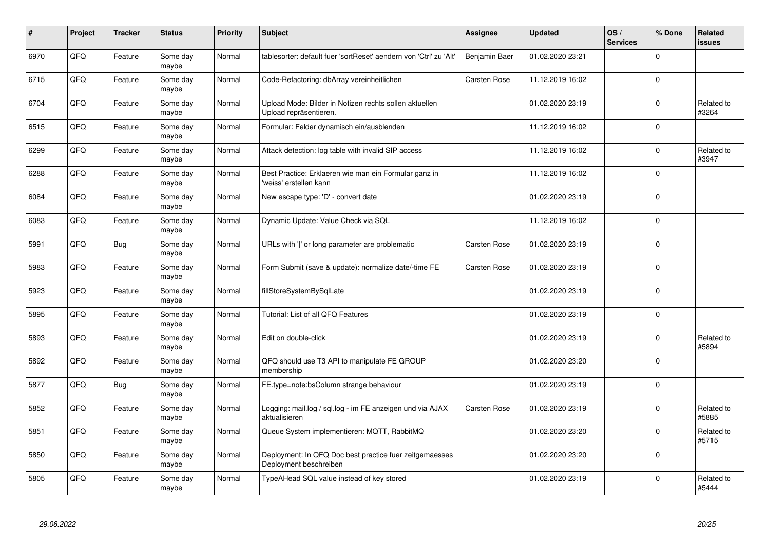| # | Project | Tracker | Status | Priority | Subject | Assignee | Updated | OS / Services | % Done | Related issues |
|---|---|---|---|---|---|---|---|---|---|---|
| 6970 | QFQ | Feature | Some day maybe | Normal | tablesorter: default fuer 'sortReset' aendern von 'Ctrl' zu 'Alt' | Benjamin Baer | 01.02.2020 23:21 | | 0 | |
| 6715 | QFQ | Feature | Some day maybe | Normal | Code-Refactoring: dbArray vereinheitlichen | Carsten Rose | 11.12.2019 16:02 | | 0 | |
| 6704 | QFQ | Feature | Some day maybe | Normal | Upload Mode: Bilder in Notizen rechts sollen aktuellen Upload repräsentieren. | | 01.02.2020 23:19 | | 0 | Related to #3264 |
| 6515 | QFQ | Feature | Some day maybe | Normal | Formular: Felder dynamisch ein/ausblenden | | 11.12.2019 16:02 | | 0 | |
| 6299 | QFQ | Feature | Some day maybe | Normal | Attack detection: log table with invalid SIP access | | 11.12.2019 16:02 | | 0 | Related to #3947 |
| 6288 | QFQ | Feature | Some day maybe | Normal | Best Practice: Erklaeren wie man ein Formular ganz in 'weiss' erstellen kann | | 11.12.2019 16:02 | | 0 | |
| 6084 | QFQ | Feature | Some day maybe | Normal | New escape type: 'D' - convert date | | 01.02.2020 23:19 | | 0 | |
| 6083 | QFQ | Feature | Some day maybe | Normal | Dynamic Update: Value Check via SQL | | 11.12.2019 16:02 | | 0 | |
| 5991 | QFQ | Bug | Some day maybe | Normal | URLs with '|' or long parameter are problematic | Carsten Rose | 01.02.2020 23:19 | | 0 | |
| 5983 | QFQ | Feature | Some day maybe | Normal | Form Submit (save & update): normalize date/-time FE | Carsten Rose | 01.02.2020 23:19 | | 0 | |
| 5923 | QFQ | Feature | Some day maybe | Normal | fillStoreSystemBySqlLate | | 01.02.2020 23:19 | | 0 | |
| 5895 | QFQ | Feature | Some day maybe | Normal | Tutorial: List of all QFQ Features | | 01.02.2020 23:19 | | 0 | |
| 5893 | QFQ | Feature | Some day maybe | Normal | Edit on double-click | | 01.02.2020 23:19 | | 0 | Related to #5894 |
| 5892 | QFQ | Feature | Some day maybe | Normal | QFQ should use T3 API to manipulate FE GROUP membership | | 01.02.2020 23:20 | | 0 | |
| 5877 | QFQ | Bug | Some day maybe | Normal | FE.type=note:bsColumn strange behaviour | | 01.02.2020 23:19 | | 0 | |
| 5852 | QFQ | Feature | Some day maybe | Normal | Logging: mail.log / sql.log - im FE anzeigen und via AJAX aktualisieren | Carsten Rose | 01.02.2020 23:19 | | 0 | Related to #5885 |
| 5851 | QFQ | Feature | Some day maybe | Normal | Queue System implementieren: MQTT, RabbitMQ | | 01.02.2020 23:20 | | 0 | Related to #5715 |
| 5850 | QFQ | Feature | Some day maybe | Normal | Deployment: In QFQ Doc best practice fuer zeitgemaesses Deployment beschreiben | | 01.02.2020 23:20 | | 0 | |
| 5805 | QFQ | Feature | Some day maybe | Normal | TypeAHead SQL value instead of key stored | | 01.02.2020 23:19 | | 0 | Related to #5444 |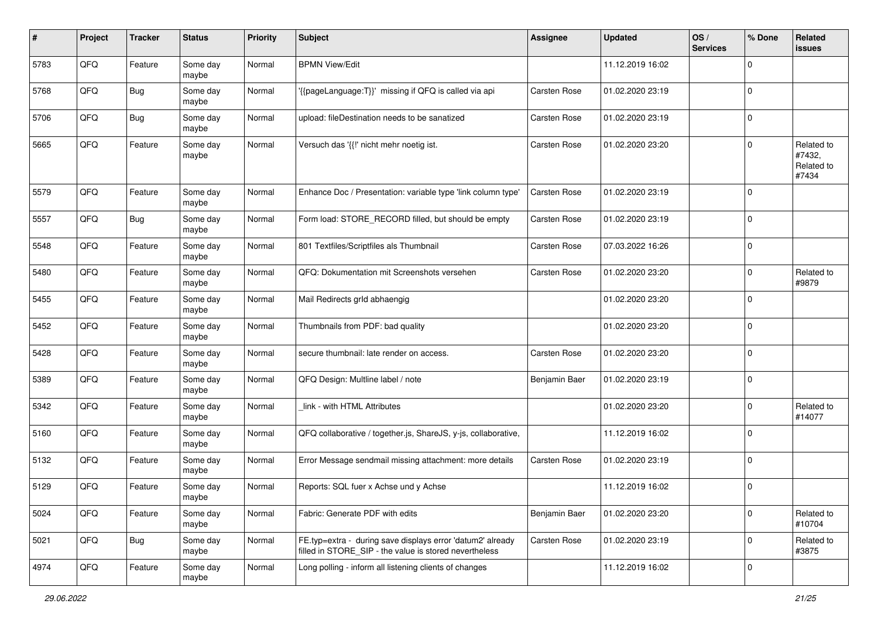| # | Project | Tracker | Status | Priority | Subject | Assignee | Updated | OS / Services | % Done | Related issues |
|---|---|---|---|---|---|---|---|---|---|---|
| 5783 | QFQ | Feature | Some day maybe | Normal | BPMN View/Edit | | 11.12.2019 16:02 | | 0 | |
| 5768 | QFQ | Bug | Some day maybe | Normal | '{{pageLanguage:T}}' missing if QFQ is called via api | Carsten Rose | 01.02.2020 23:19 | | 0 | |
| 5706 | QFQ | Bug | Some day maybe | Normal | upload: fileDestination needs to be sanatized | Carsten Rose | 01.02.2020 23:19 | | 0 | |
| 5665 | QFQ | Feature | Some day maybe | Normal | Versuch das '{{!' nicht mehr noetig ist. | Carsten Rose | 01.02.2020 23:20 | | 0 | Related to #7432, Related to #7434 |
| 5579 | QFQ | Feature | Some day maybe | Normal | Enhance Doc / Presentation: variable type 'link column type' | Carsten Rose | 01.02.2020 23:19 | | 0 | |
| 5557 | QFQ | Bug | Some day maybe | Normal | Form load: STORE_RECORD filled, but should be empty | Carsten Rose | 01.02.2020 23:19 | | 0 | |
| 5548 | QFQ | Feature | Some day maybe | Normal | 801 Textfiles/Scriptfiles als Thumbnail | Carsten Rose | 07.03.2022 16:26 | | 0 | |
| 5480 | QFQ | Feature | Some day maybe | Normal | QFQ: Dokumentation mit Screenshots versehen | Carsten Rose | 01.02.2020 23:20 | | 0 | Related to #9879 |
| 5455 | QFQ | Feature | Some day maybe | Normal | Mail Redirects grld abhaengig | | 01.02.2020 23:20 | | 0 | |
| 5452 | QFQ | Feature | Some day maybe | Normal | Thumbnails from PDF: bad quality | | 01.02.2020 23:20 | | 0 | |
| 5428 | QFQ | Feature | Some day maybe | Normal | secure thumbnail: late render on access. | Carsten Rose | 01.02.2020 23:20 | | 0 | |
| 5389 | QFQ | Feature | Some day maybe | Normal | QFQ Design: Multline label / note | Benjamin Baer | 01.02.2020 23:19 | | 0 | |
| 5342 | QFQ | Feature | Some day maybe | Normal | _link - with HTML Attributes | | 01.02.2020 23:20 | | 0 | Related to #14077 |
| 5160 | QFQ | Feature | Some day maybe | Normal | QFQ collaborative / together.js, ShareJS, y-js, collaborative, | | 11.12.2019 16:02 | | 0 | |
| 5132 | QFQ | Feature | Some day maybe | Normal | Error Message sendmail missing attachment: more details | Carsten Rose | 01.02.2020 23:19 | | 0 | |
| 5129 | QFQ | Feature | Some day maybe | Normal | Reports: SQL fuer x Achse und y Achse | | 11.12.2019 16:02 | | 0 | |
| 5024 | QFQ | Feature | Some day maybe | Normal | Fabric: Generate PDF with edits | Benjamin Baer | 01.02.2020 23:20 | | 0 | Related to #10704 |
| 5021 | QFQ | Bug | Some day maybe | Normal | FE.typ=extra - during save displays error 'datum2' already filled in STORE_SIP - the value is stored nevertheless | Carsten Rose | 01.02.2020 23:19 | | 0 | Related to #3875 |
| 4974 | QFQ | Feature | Some day maybe | Normal | Long polling - inform all listening clients of changes | | 11.12.2019 16:02 | | 0 | |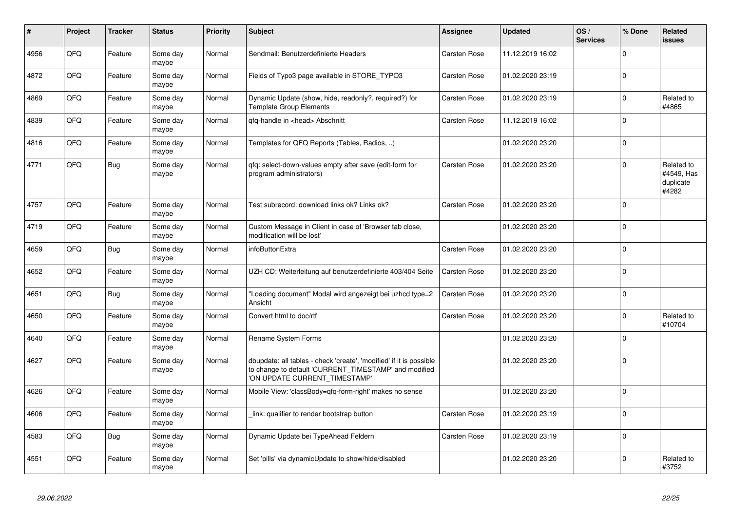| # | Project | Tracker | Status | Priority | Subject | Assignee | Updated | OS / Services | % Done | Related issues |
|---|---|---|---|---|---|---|---|---|---|---|
| 4956 | QFQ | Feature | Some day maybe | Normal | Sendmail: Benutzerdefinierte Headers | Carsten Rose | 11.12.2019 16:02 | | 0 | |
| 4872 | QFQ | Feature | Some day maybe | Normal | Fields of Typo3 page available in STORE_TYPO3 | Carsten Rose | 01.02.2020 23:19 | | 0 | |
| 4869 | QFQ | Feature | Some day maybe | Normal | Dynamic Update (show, hide, readonly?, required?) for Template Group Elements | Carsten Rose | 01.02.2020 23:19 | | 0 | Related to #4865 |
| 4839 | QFQ | Feature | Some day maybe | Normal | qfq-handle in <head> Abschnitt | Carsten Rose | 11.12.2019 16:02 | | 0 | |
| 4816 | QFQ | Feature | Some day maybe | Normal | Templates for QFQ Reports (Tables, Radios, ..) | | 01.02.2020 23:20 | | 0 | |
| 4771 | QFQ | Bug | Some day maybe | Normal | qfq: select-down-values empty after save (edit-form for program administrators) | Carsten Rose | 01.02.2020 23:20 | | 0 | Related to #4549, Has duplicate #4282 |
| 4757 | QFQ | Feature | Some day maybe | Normal | Test subrecord: download links ok? Links ok? | Carsten Rose | 01.02.2020 23:20 | | 0 | |
| 4719 | QFQ | Feature | Some day maybe | Normal | Custom Message in Client in case of 'Browser tab close, modification will be lost' | | 01.02.2020 23:20 | | 0 | |
| 4659 | QFQ | Bug | Some day maybe | Normal | infoButtonExtra | Carsten Rose | 01.02.2020 23:20 | | 0 | |
| 4652 | QFQ | Feature | Some day maybe | Normal | UZH CD: Weiterleitung auf benutzerdefinierte 403/404 Seite | Carsten Rose | 01.02.2020 23:20 | | 0 | |
| 4651 | QFQ | Bug | Some day maybe | Normal | "Loading document" Modal wird angezeigt bei uzhcd type=2 Ansicht | Carsten Rose | 01.02.2020 23:20 | | 0 | |
| 4650 | QFQ | Feature | Some day maybe | Normal | Convert html to doc/rtf | Carsten Rose | 01.02.2020 23:20 | | 0 | Related to #10704 |
| 4640 | QFQ | Feature | Some day maybe | Normal | Rename System Forms | | 01.02.2020 23:20 | | 0 | |
| 4627 | QFQ | Feature | Some day maybe | Normal | dbupdate: all tables - check 'create', 'modified' if it is possible to change to default 'CURRENT_TIMESTAMP' and modified 'ON UPDATE CURRENT_TIMESTAMP' | | 01.02.2020 23:20 | | 0 | |
| 4626 | QFQ | Feature | Some day maybe | Normal | Mobile View: 'classBody=qfq-form-right' makes no sense | | 01.02.2020 23:20 | | 0 | |
| 4606 | QFQ | Feature | Some day maybe | Normal | _link: qualifier to render bootstrap button | Carsten Rose | 01.02.2020 23:19 | | 0 | |
| 4583 | QFQ | Bug | Some day maybe | Normal | Dynamic Update bei TypeAhead Feldern | Carsten Rose | 01.02.2020 23:19 | | 0 | |
| 4551 | QFQ | Feature | Some day maybe | Normal | Set 'pills' via dynamicUpdate to show/hide/disabled | | 01.02.2020 23:20 | | 0 | Related to #3752 |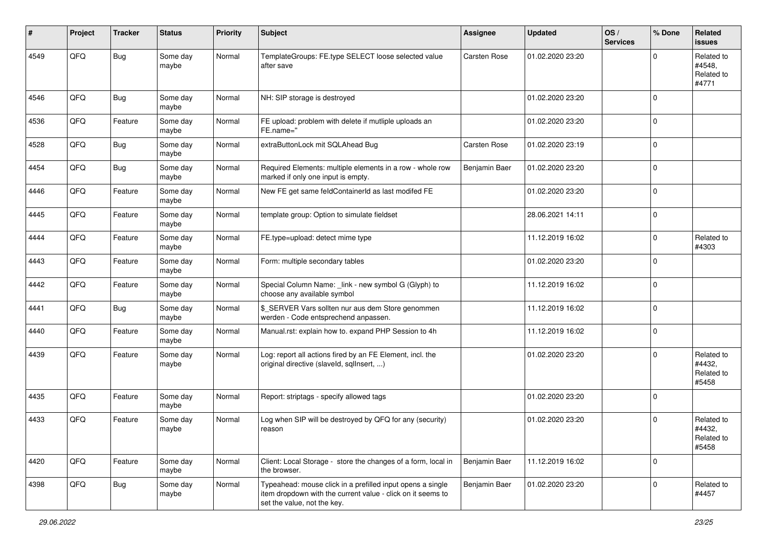| # | Project | Tracker | Status | Priority | Subject | Assignee | Updated | OS / Services | % Done | Related issues |
|---|---|---|---|---|---|---|---|---|---|---|
| 4549 | QFQ | Bug | Some day maybe | Normal | TemplateGroups: FE.type SELECT loose selected value after save | Carsten Rose | 01.02.2020 23:20 | | 0 | Related to #4548, Related to #4771 |
| 4546 | QFQ | Bug | Some day maybe | Normal | NH: SIP storage is destroyed | | 01.02.2020 23:20 | | 0 | |
| 4536 | QFQ | Feature | Some day maybe | Normal | FE upload: problem with delete if mutliple uploads an FE.name=" | | 01.02.2020 23:20 | | 0 | |
| 4528 | QFQ | Bug | Some day maybe | Normal | extraButtonLock mit SQLAhead Bug | Carsten Rose | 01.02.2020 23:19 | | 0 | |
| 4454 | QFQ | Bug | Some day maybe | Normal | Required Elements: multiple elements in a row - whole row marked if only one input is empty. | Benjamin Baer | 01.02.2020 23:20 | | 0 | |
| 4446 | QFQ | Feature | Some day maybe | Normal | New FE get same feldContainerId as last modifed FE | | 01.02.2020 23:20 | | 0 | |
| 4445 | QFQ | Feature | Some day maybe | Normal | template group: Option to simulate fieldset | | 28.06.2021 14:11 | | 0 | |
| 4444 | QFQ | Feature | Some day maybe | Normal | FE.type=upload: detect mime type | | 11.12.2019 16:02 | | 0 | Related to #4303 |
| 4443 | QFQ | Feature | Some day maybe | Normal | Form: multiple secondary tables | | 01.02.2020 23:20 | | 0 | |
| 4442 | QFQ | Feature | Some day maybe | Normal | Special Column Name: _link - new symbol G (Glyph) to choose any available symbol | | 11.12.2019 16:02 | | 0 | |
| 4441 | QFQ | Bug | Some day maybe | Normal | $_SERVER Vars sollten nur aus dem Store genommen werden - Code entsprechend anpassen. | | 11.12.2019 16:02 | | 0 | |
| 4440 | QFQ | Feature | Some day maybe | Normal | Manual.rst: explain how to. expand PHP Session to 4h | | 11.12.2019 16:02 | | 0 | |
| 4439 | QFQ | Feature | Some day maybe | Normal | Log: report all actions fired by an FE Element, incl. the original directive (slaveId, sqlInsert, ...) | | 01.02.2020 23:20 | | 0 | Related to #4432, Related to #5458 |
| 4435 | QFQ | Feature | Some day maybe | Normal | Report: striptags - specify allowed tags | | 01.02.2020 23:20 | | 0 | |
| 4433 | QFQ | Feature | Some day maybe | Normal | Log when SIP will be destroyed by QFQ for any (security) reason | | 01.02.2020 23:20 | | 0 | Related to #4432, Related to #5458 |
| 4420 | QFQ | Feature | Some day maybe | Normal | Client: Local Storage - store the changes of a form, local in the browser. | Benjamin Baer | 11.12.2019 16:02 | | 0 | |
| 4398 | QFQ | Bug | Some day maybe | Normal | Typeahead: mouse click in a prefilled input opens a single item dropdown with the current value - click on it seems to set the value, not the key. | Benjamin Baer | 01.02.2020 23:20 | | 0 | Related to #4457 |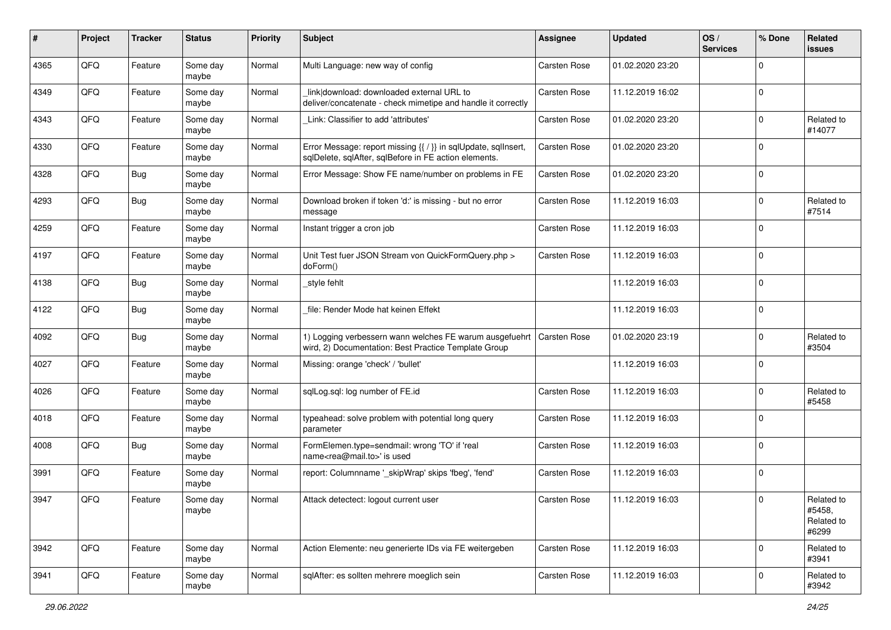| # | Project | Tracker | Status | Priority | Subject | Assignee | Updated | OS / Services | % Done | Related issues |
|---|---|---|---|---|---|---|---|---|---|---|
| 4365 | QFQ | Feature | Some day maybe | Normal | Multi Language: new way of config | Carsten Rose | 01.02.2020 23:20 | | 0 | |
| 4349 | QFQ | Feature | Some day maybe | Normal | _link\|download: downloaded external URL to deliver/concatenate - check mimetipe and handle it correctly | Carsten Rose | 11.12.2019 16:02 | | 0 | |
| 4343 | QFQ | Feature | Some day maybe | Normal | _Link: Classifier to add 'attributes' | Carsten Rose | 01.02.2020 23:20 | | 0 | Related to #14077 |
| 4330 | QFQ | Feature | Some day maybe | Normal | Error Message: report missing {{ / }} in sqlUpdate, sqlInsert, sqlDelete, sqlAfter, sqlBefore in FE action elements. | Carsten Rose | 01.02.2020 23:20 | | 0 | |
| 4328 | QFQ | Bug | Some day maybe | Normal | Error Message: Show FE name/number on problems in FE | Carsten Rose | 01.02.2020 23:20 | | 0 | |
| 4293 | QFQ | Bug | Some day maybe | Normal | Download broken if token 'd:' is missing - but no error message | Carsten Rose | 11.12.2019 16:03 | | 0 | Related to #7514 |
| 4259 | QFQ | Feature | Some day maybe | Normal | Instant trigger a cron job | Carsten Rose | 11.12.2019 16:03 | | 0 | |
| 4197 | QFQ | Feature | Some day maybe | Normal | Unit Test fuer JSON Stream von QuickFormQuery.php > doForm() | Carsten Rose | 11.12.2019 16:03 | | 0 | |
| 4138 | QFQ | Bug | Some day maybe | Normal | _style fehlt | | 11.12.2019 16:03 | | 0 | |
| 4122 | QFQ | Bug | Some day maybe | Normal | _file: Render Mode hat keinen Effekt | | 11.12.2019 16:03 | | 0 | |
| 4092 | QFQ | Bug | Some day maybe | Normal | 1) Logging verbessern wann welches FE warum ausgefuehrt wird, 2) Documentation: Best Practice Template Group | Carsten Rose | 01.02.2020 23:19 | | 0 | Related to #3504 |
| 4027 | QFQ | Feature | Some day maybe | Normal | Missing: orange 'check' / 'bullet' | | 11.12.2019 16:03 | | 0 | |
| 4026 | QFQ | Feature | Some day maybe | Normal | sqlLog.sql: log number of FE.id | Carsten Rose | 11.12.2019 16:03 | | 0 | Related to #5458 |
| 4018 | QFQ | Feature | Some day maybe | Normal | typeahead: solve problem with potential long query parameter | Carsten Rose | 11.12.2019 16:03 | | 0 | |
| 4008 | QFQ | Bug | Some day maybe | Normal | FormElemen.type=sendmail: wrong 'TO' if 'real name<rea@mail.to>' is used | Carsten Rose | 11.12.2019 16:03 | | 0 | |
| 3991 | QFQ | Feature | Some day maybe | Normal | report: Columnname '_skipWrap' skips 'fbeg', 'fend' | Carsten Rose | 11.12.2019 16:03 | | 0 | |
| 3947 | QFQ | Feature | Some day maybe | Normal | Attack detectect: logout current user | Carsten Rose | 11.12.2019 16:03 | | 0 | Related to #5458, Related to #6299 |
| 3942 | QFQ | Feature | Some day maybe | Normal | Action Elemente: neu generierte IDs via FE weitergeben | Carsten Rose | 11.12.2019 16:03 | | 0 | Related to #3941 |
| 3941 | QFQ | Feature | Some day maybe | Normal | sqlAfter: es sollten mehrere moeglich sein | Carsten Rose | 11.12.2019 16:03 | | 0 | Related to #3942 |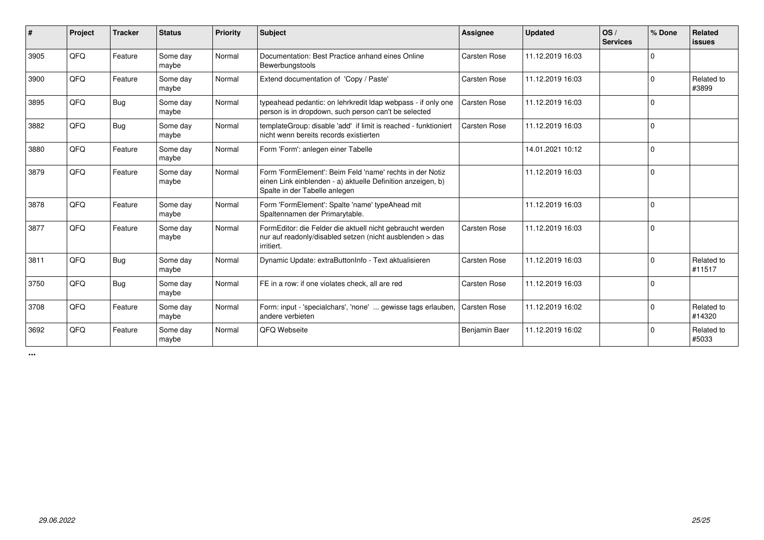| # | Project | Tracker | Status | Priority | Subject | Assignee | Updated | OS / Services | % Done | Related issues |
|---|---|---|---|---|---|---|---|---|---|---|
| 3905 | QFQ | Feature | Some day maybe | Normal | Documentation: Best Practice anhand eines Online Bewerbungstools | Carsten Rose | 11.12.2019 16:03 | | 0 | |
| 3900 | QFQ | Feature | Some day maybe | Normal | Extend documentation of 'Copy / Paste' | Carsten Rose | 11.12.2019 16:03 | | 0 | Related to #3899 |
| 3895 | QFQ | Bug | Some day maybe | Normal | typeahead pedantic: on lehrkredit ldap webpass - if only one person is in dropdown, such person can't be selected | Carsten Rose | 11.12.2019 16:03 | | 0 | |
| 3882 | QFQ | Bug | Some day maybe | Normal | templateGroup: disable 'add' if limit is reached - funktioniert nicht wenn bereits records existierten | Carsten Rose | 11.12.2019 16:03 | | 0 | |
| 3880 | QFQ | Feature | Some day maybe | Normal | Form 'Form': anlegen einer Tabelle | | 14.01.2021 10:12 | | 0 | |
| 3879 | QFQ | Feature | Some day maybe | Normal | Form 'FormElement': Beim Feld 'name' rechts in der Notiz einen Link einblenden - a) aktuelle Definition anzeigen, b) Spalte in der Tabelle anlegen | | 11.12.2019 16:03 | | 0 | |
| 3878 | QFQ | Feature | Some day maybe | Normal | Form 'FormElement': Spalte 'name' typeAhead mit Spaltennamen der Primarytable. | | 11.12.2019 16:03 | | 0 | |
| 3877 | QFQ | Feature | Some day maybe | Normal | FormEditor: die Felder die aktuell nicht gebraucht werden nur auf readonly/disabled setzen (nicht ausblenden > das irritiert. | Carsten Rose | 11.12.2019 16:03 | | 0 | |
| 3811 | QFQ | Bug | Some day maybe | Normal | Dynamic Update: extraButtonInfo - Text aktualisieren | Carsten Rose | 11.12.2019 16:03 | | 0 | Related to #11517 |
| 3750 | QFQ | Bug | Some day maybe | Normal | FE in a row: if one violates check, all are red | Carsten Rose | 11.12.2019 16:03 | | 0 | |
| 3708 | QFQ | Feature | Some day maybe | Normal | Form: input - 'specialchars', 'none' ... gewisse tags erlauben, andere verbieten | Carsten Rose | 11.12.2019 16:02 | | 0 | Related to #14320 |
| 3692 | QFQ | Feature | Some day maybe | Normal | QFQ Webseite | Benjamin Baer | 11.12.2019 16:02 | | 0 | Related to #5033 |

...